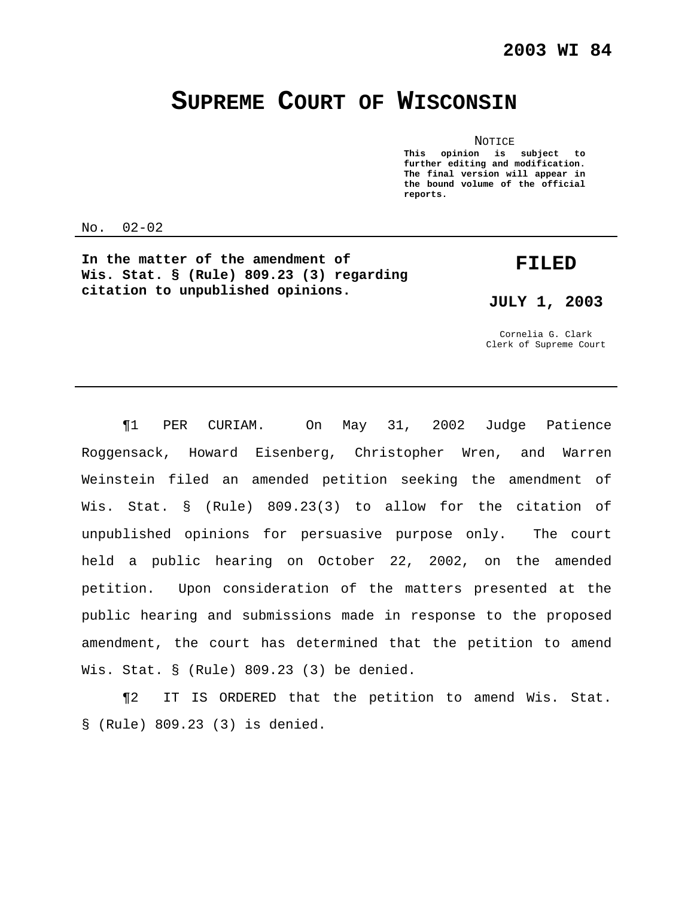**2003 WI 84**

# SUPREME COURT OF WISCONSIN

NOTICE

**This opinion is subject to further editing and modification. The final version will appear in the bound volume of the official reports.**

No. 02-02

**In the matter of the amendment of Wis. Stat. § (Rule) 809.23 (3) regarding citation to unpublished opinions.**

**FILED**

**JULY 1, 2003**

Cornelia G. Clark
Clerk of Supreme Court

---

¶1 PER CURIAM. On May 31, 2002 Judge Patience Roggensack, Howard Eisenberg, Christopher Wren, and Warren Weinstein filed an amended petition seeking the amendment of Wis. Stat. § (Rule) 809.23(3) to allow for the citation of unpublished opinions for persuasive purpose only. The court held a public hearing on October 22, 2002, on the amended petition. Upon consideration of the matters presented at the public hearing and submissions made in response to the proposed amendment, the court has determined that the petition to amend Wis. Stat. § (Rule) 809.23 (3) be denied.

¶2 IT IS ORDERED that the petition to amend Wis. Stat. § (Rule) 809.23 (3) is denied.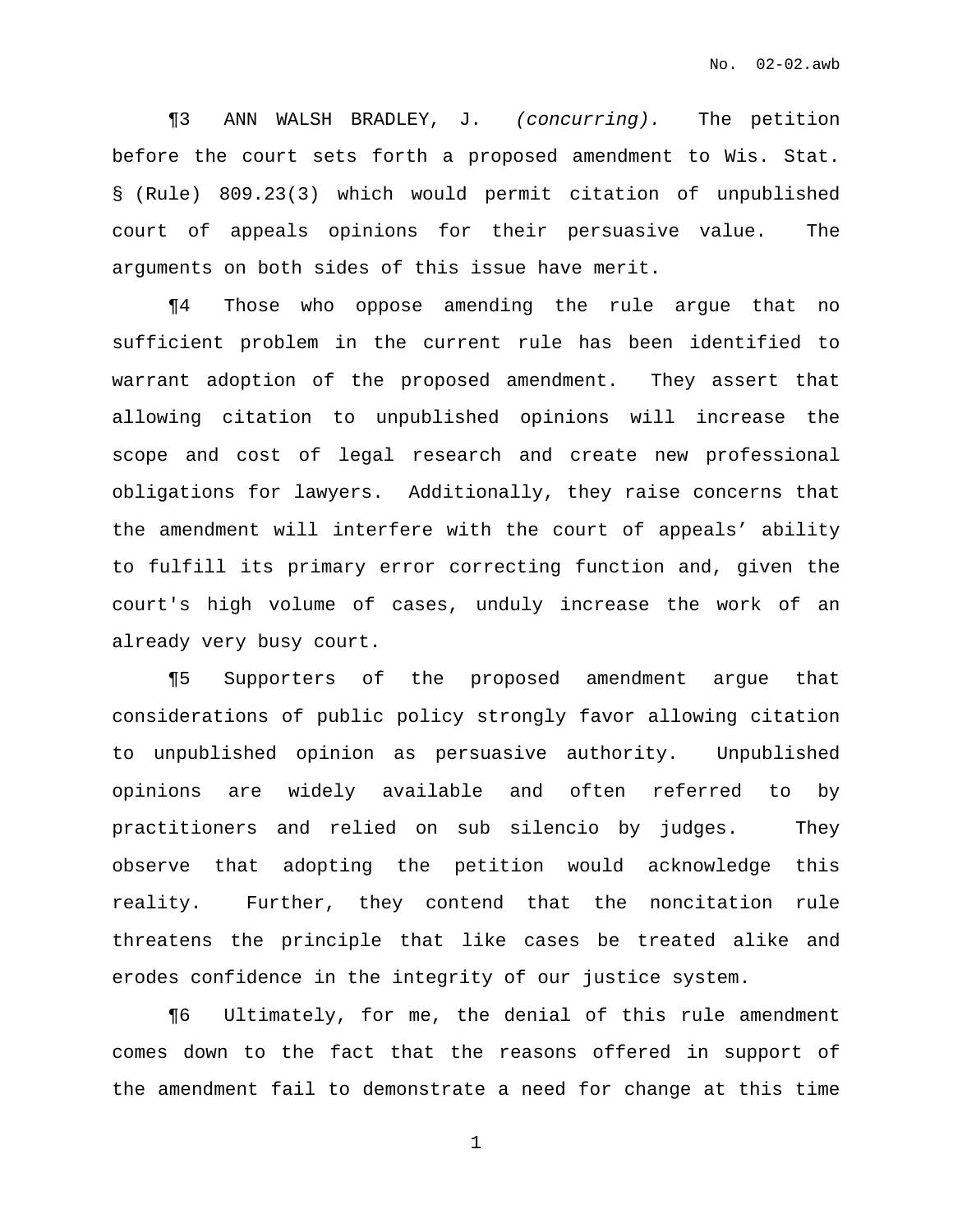¶3 ANN WALSH BRADLEY, J. *(concurring).* The petition before the court sets forth a proposed amendment to Wis. Stat. § (Rule) 809.23(3) which would permit citation of unpublished court of appeals opinions for their persuasive value. The arguments on both sides of this issue have merit.

¶4 Those who oppose amending the rule argue that no sufficient problem in the current rule has been identified to warrant adoption of the proposed amendment. They assert that allowing citation to unpublished opinions will increase the scope and cost of legal research and create new professional obligations for lawyers. Additionally, they raise concerns that the amendment will interfere with the court of appeals' ability to fulfill its primary error correcting function and, given the court's high volume of cases, unduly increase the work of an already very busy court.

¶5 Supporters of the proposed amendment argue that considerations of public policy strongly favor allowing citation to unpublished opinion as persuasive authority. Unpublished opinions are widely available and often referred to by practitioners and relied on sub silencio by judges. They observe that adopting the petition would acknowledge this reality. Further, they contend that the noncitation rule threatens the principle that like cases be treated alike and erodes confidence in the integrity of our justice system.

¶6 Ultimately, for me, the denial of this rule amendment comes down to the fact that the reasons offered in support of the amendment fail to demonstrate a need for change at this time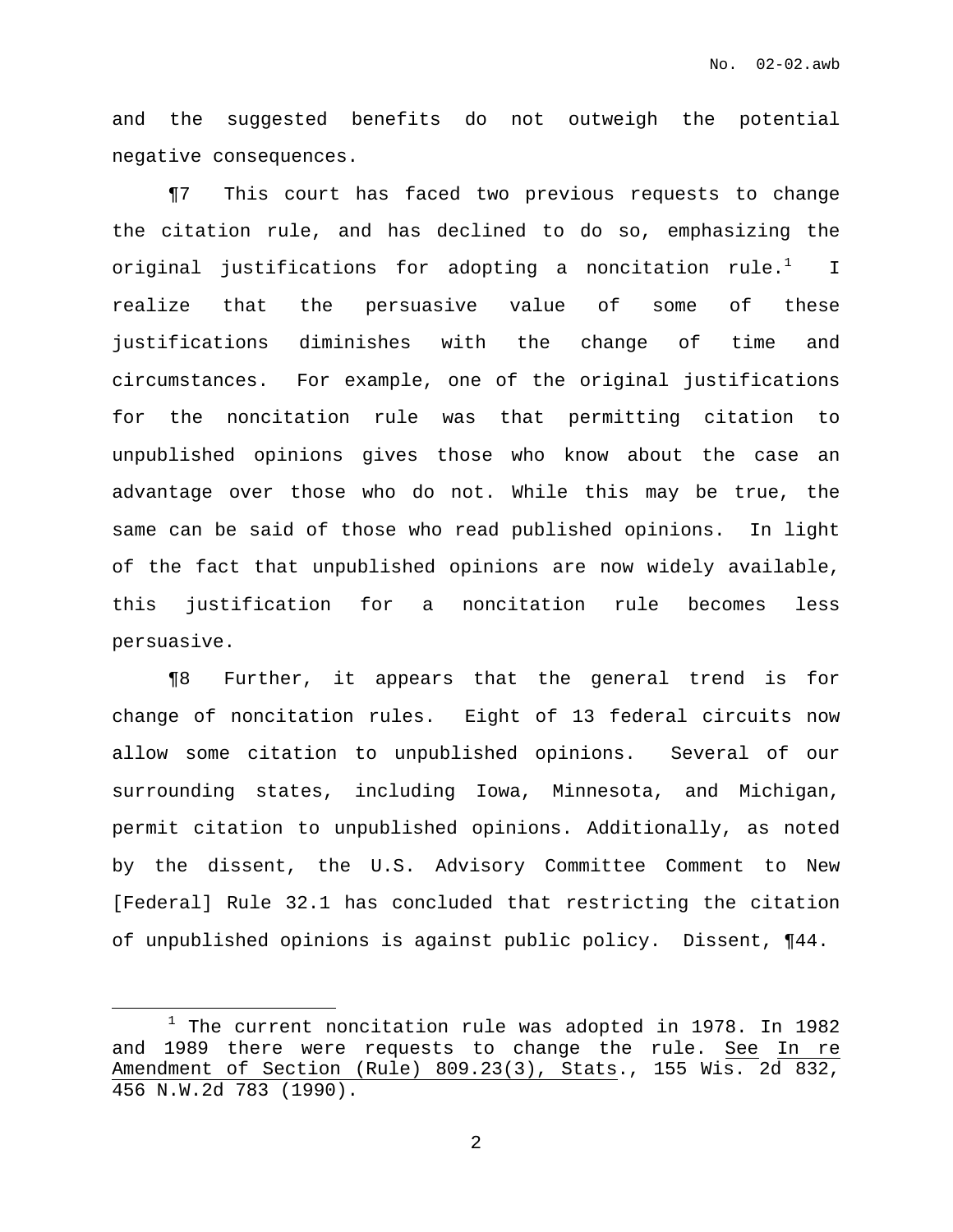and the suggested benefits do not outweigh the potential negative consequences.

¶7 This court has faced two previous requests to change the citation rule, and has declined to do so, emphasizing the original justifications for adopting a noncitation rule.[1] I realize that the persuasive value of some of these justifications diminishes with the change of time and circumstances. For example, one of the original justifications for the noncitation rule was that permitting citation to unpublished opinions gives those who know about the case an advantage over those who do not. While this may be true, the same can be said of those who read published opinions. In light of the fact that unpublished opinions are now widely available, this justification for a noncitation rule becomes less persuasive.

¶8 Further, it appears that the general trend is for change of noncitation rules. Eight of 13 federal circuits now allow some citation to unpublished opinions. Several of our surrounding states, including Iowa, Minnesota, and Michigan, permit citation to unpublished opinions. Additionally, as noted by the dissent, the U.S. Advisory Committee Comment to New [Federal] Rule 32.1 has concluded that restricting the citation of unpublished opinions is against public policy. Dissent, ¶44.

---

[1] The current noncitation rule was adopted in 1978. In 1982 and 1989 there were requests to change the rule. See In re Amendment of Section (Rule) 809.23(3), Stats., 155 Wis. 2d 832, 456 N.W.2d 783 (1990).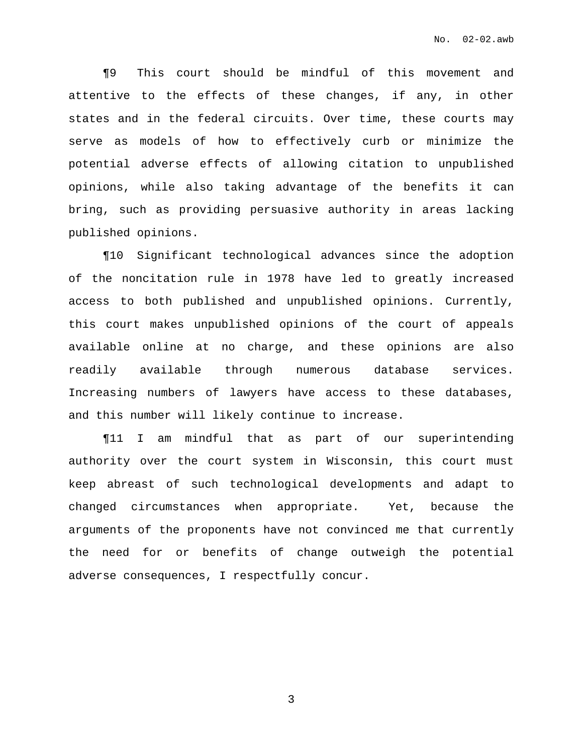¶9 This court should be mindful of this movement and attentive to the effects of these changes, if any, in other states and in the federal circuits. Over time, these courts may serve as models of how to effectively curb or minimize the potential adverse effects of allowing citation to unpublished opinions, while also taking advantage of the benefits it can bring, such as providing persuasive authority in areas lacking published opinions.

¶10 Significant technological advances since the adoption of the noncitation rule in 1978 have led to greatly increased access to both published and unpublished opinions. Currently, this court makes unpublished opinions of the court of appeals available online at no charge, and these opinions are also readily available through numerous database services. Increasing numbers of lawyers have access to these databases, and this number will likely continue to increase.

¶11 I am mindful that as part of our superintending authority over the court system in Wisconsin, this court must keep abreast of such technological developments and adapt to changed circumstances when appropriate. Yet, because the arguments of the proponents have not convinced me that currently the need for or benefits of change outweigh the potential adverse consequences, I respectfully concur.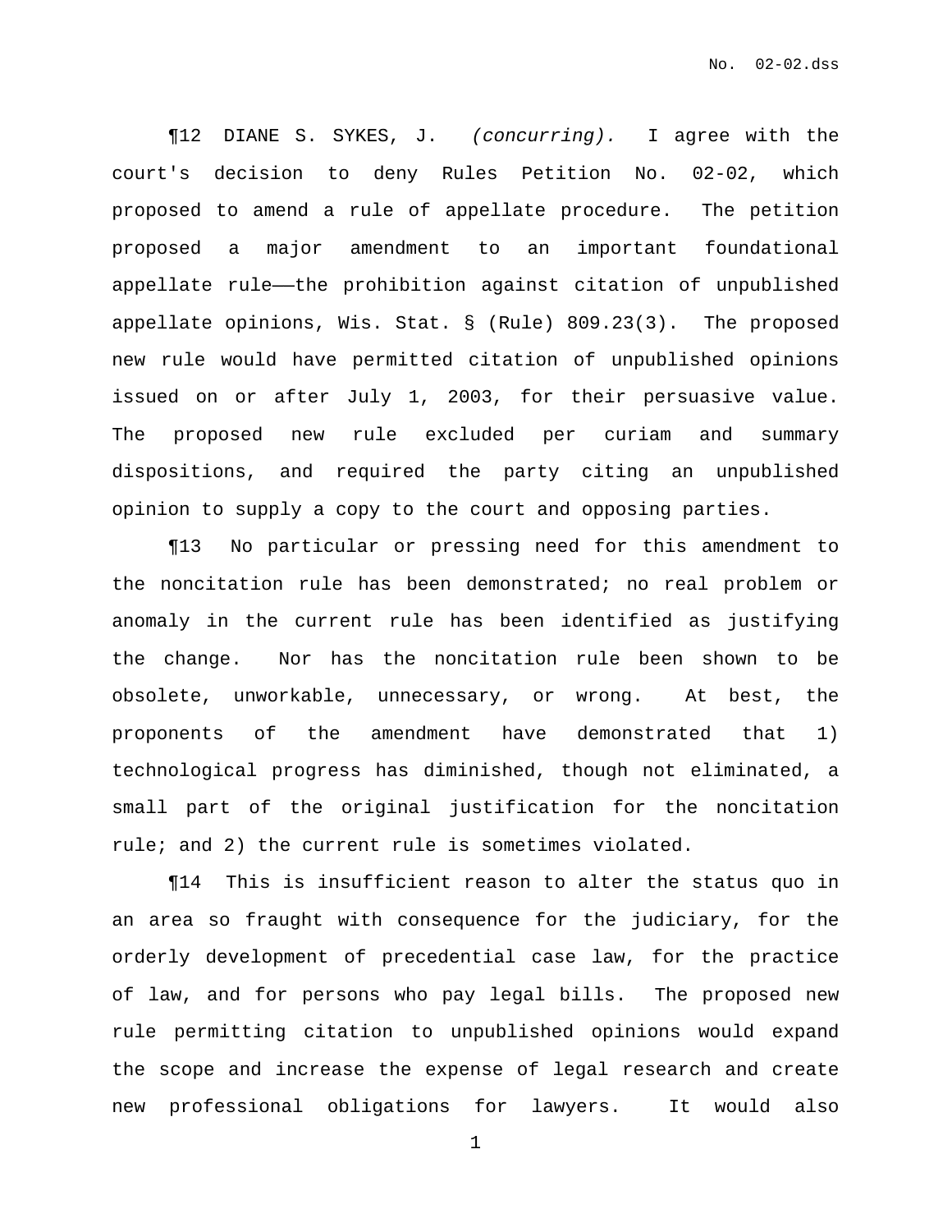¶12 DIANE S. SYKES, J. *(concurring).* I agree with the court's decision to deny Rules Petition No. 02-02, which proposed to amend a rule of appellate procedure. The petition proposed a major amendment to an important foundational appellate rule——the prohibition against citation of unpublished appellate opinions, Wis. Stat. § (Rule) 809.23(3). The proposed new rule would have permitted citation of unpublished opinions issued on or after July 1, 2003, for their persuasive value. The proposed new rule excluded per curiam and summary dispositions, and required the party citing an unpublished opinion to supply a copy to the court and opposing parties.

¶13 No particular or pressing need for this amendment to the noncitation rule has been demonstrated; no real problem or anomaly in the current rule has been identified as justifying the change. Nor has the noncitation rule been shown to be obsolete, unworkable, unnecessary, or wrong. At best, the proponents of the amendment have demonstrated that 1) technological progress has diminished, though not eliminated, a small part of the original justification for the noncitation rule; and 2) the current rule is sometimes violated.

¶14 This is insufficient reason to alter the status quo in an area so fraught with consequence for the judiciary, for the orderly development of precedential case law, for the practice of law, and for persons who pay legal bills. The proposed new rule permitting citation to unpublished opinions would expand the scope and increase the expense of legal research and create new professional obligations for lawyers. It would also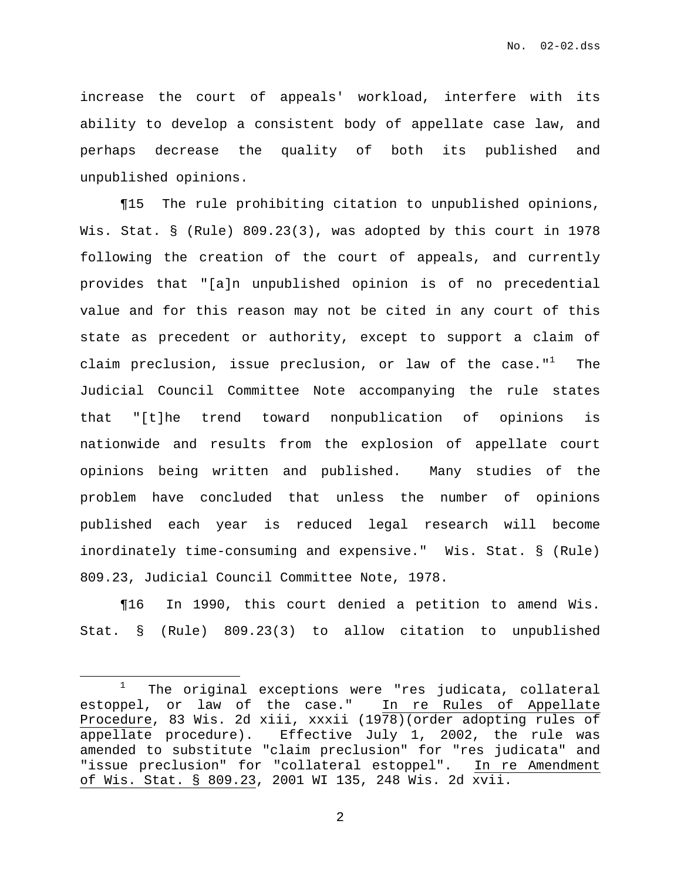increase the court of appeals' workload, interfere with its ability to develop a consistent body of appellate case law, and perhaps decrease the quality of both its published and unpublished opinions.

¶15 The rule prohibiting citation to unpublished opinions, Wis. Stat. § (Rule) 809.23(3), was adopted by this court in 1978 following the creation of the court of appeals, and currently provides that "[a]n unpublished opinion is of no precedential value and for this reason may not be cited in any court of this state as precedent or authority, except to support a claim of claim preclusion, issue preclusion, or law of the case."[1] The Judicial Council Committee Note accompanying the rule states that "[t]he trend toward nonpublication of opinions is nationwide and results from the explosion of appellate court opinions being written and published. Many studies of the problem have concluded that unless the number of opinions published each year is reduced legal research will become inordinately time-consuming and expensive." Wis. Stat. § (Rule) 809.23, Judicial Council Committee Note, 1978.

¶16 In 1990, this court denied a petition to amend Wis. Stat. § (Rule) 809.23(3) to allow citation to unpublished

---

[1] The original exceptions were "res judicata, collateral estoppel, or law of the case." In re Rules of Appellate Procedure, 83 Wis. 2d xiii, xxxii (1978)(order adopting rules of appellate procedure). Effective July 1, 2002, the rule was amended to substitute "claim preclusion" for "res judicata" and "issue preclusion" for "collateral estoppel". In re Amendment of Wis. Stat. § 809.23, 2001 WI 135, 248 Wis. 2d xvii.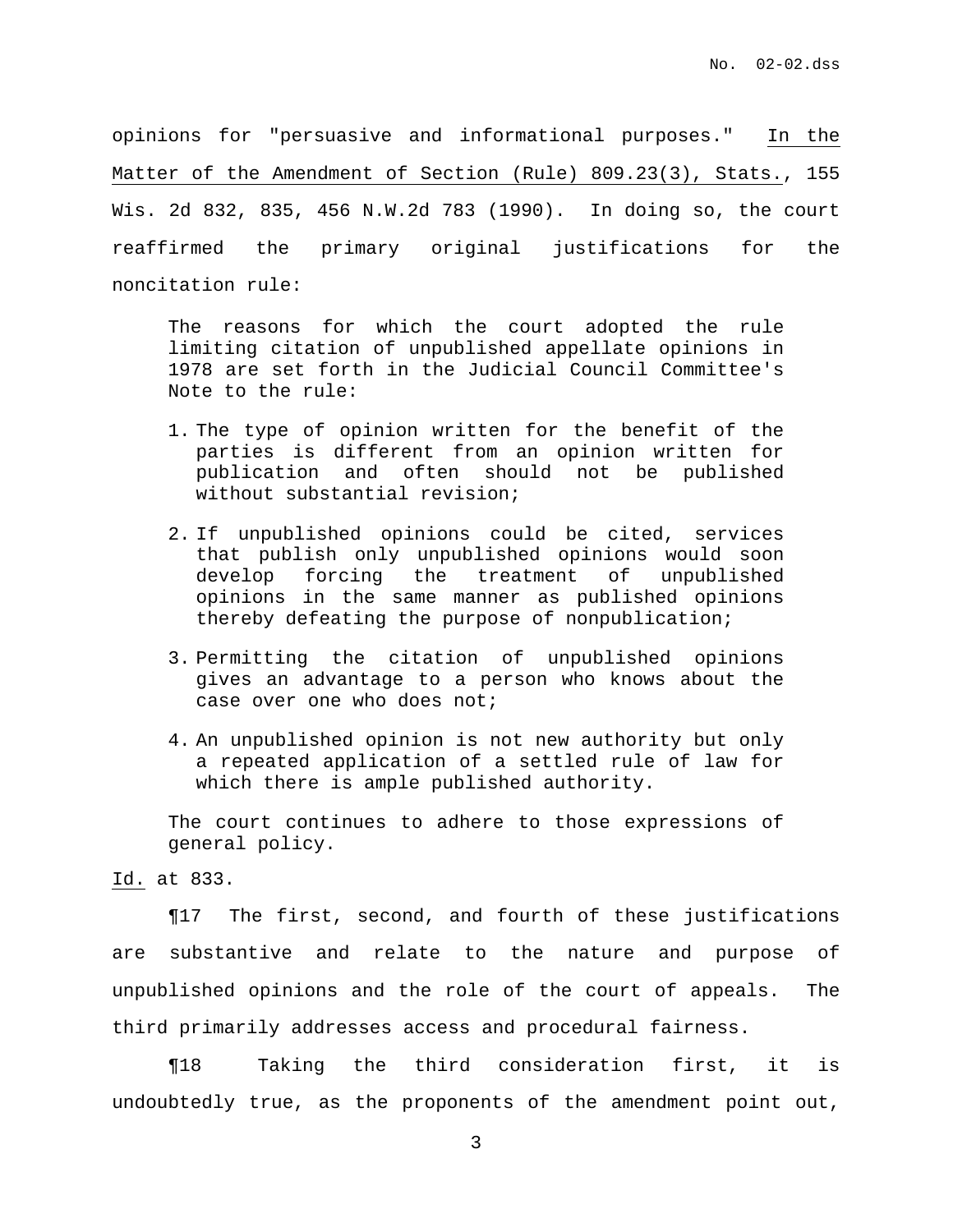opinions for "persuasive and informational purposes." In the Matter of the Amendment of Section (Rule) 809.23(3), Stats., 155 Wis. 2d 832, 835, 456 N.W.2d 783 (1990). In doing so, the court reaffirmed the primary original justifications for the noncitation rule:

> The reasons for which the court adopted the rule limiting citation of unpublished appellate opinions in 1978 are set forth in the Judicial Council Committee's Note to the rule:
>
> 1. The type of opinion written for the benefit of the parties is different from an opinion written for publication and often should not be published without substantial revision;
>
> 2. If unpublished opinions could be cited, services that publish only unpublished opinions would soon develop forcing the treatment of unpublished opinions in the same manner as published opinions thereby defeating the purpose of nonpublication;
>
> 3. Permitting the citation of unpublished opinions gives an advantage to a person who knows about the case over one who does not;
>
> 4. An unpublished opinion is not new authority but only a repeated application of a settled rule of law for which there is ample published authority.
>
> The court continues to adhere to those expressions of general policy.

Id. at 833.

¶17 The first, second, and fourth of these justifications are substantive and relate to the nature and purpose of unpublished opinions and the role of the court of appeals. The third primarily addresses access and procedural fairness.

¶18 Taking the third consideration first, it is undoubtedly true, as the proponents of the amendment point out,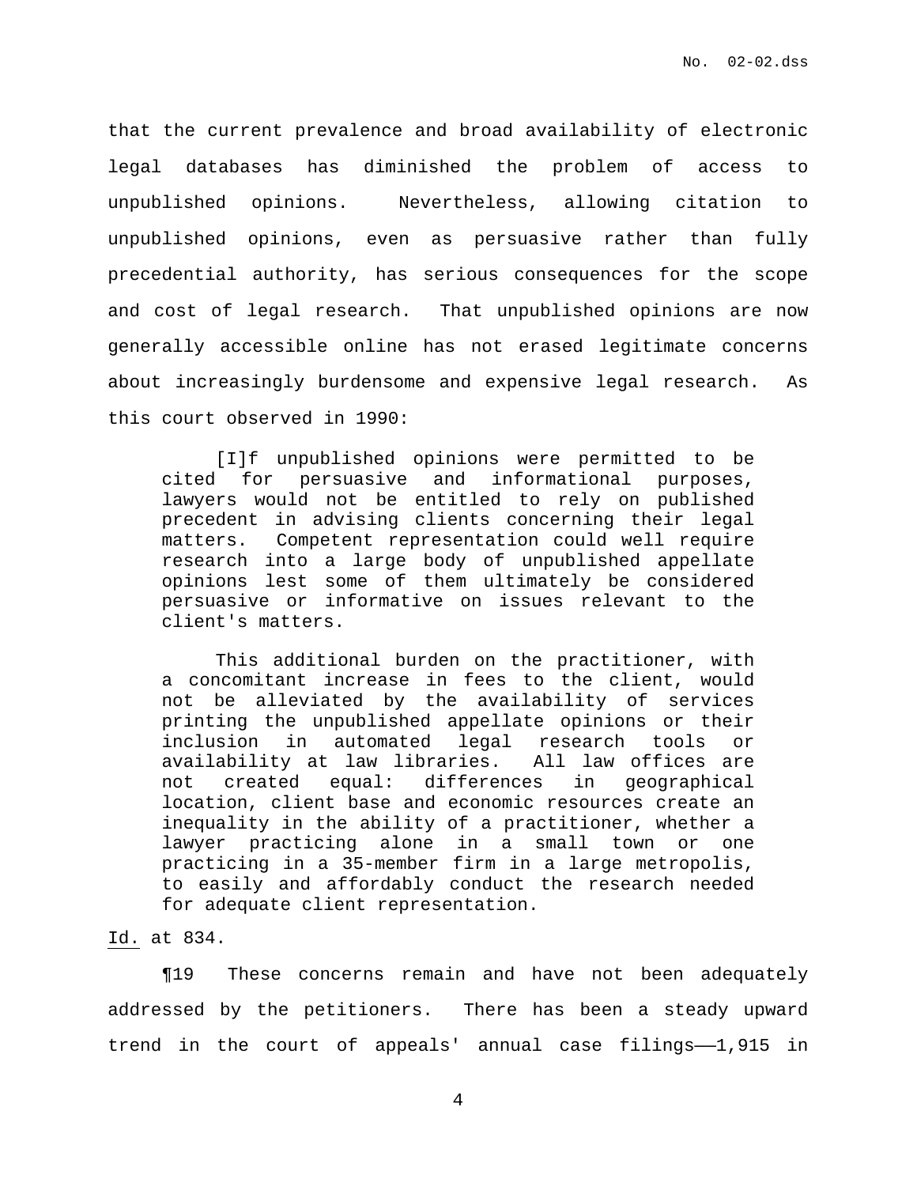that the current prevalence and broad availability of electronic legal databases has diminished the problem of access to unpublished opinions. Nevertheless, allowing citation to unpublished opinions, even as persuasive rather than fully precedential authority, has serious consequences for the scope and cost of legal research. That unpublished opinions are now generally accessible online has not erased legitimate concerns about increasingly burdensome and expensive legal research. As this court observed in 1990:

> [I]f unpublished opinions were permitted to be cited for persuasive and informational purposes, lawyers would not be entitled to rely on published precedent in advising clients concerning their legal matters. Competent representation could well require research into a large body of unpublished appellate opinions lest some of them ultimately be considered persuasive or informative on issues relevant to the client's matters.
>
> This additional burden on the practitioner, with a concomitant increase in fees to the client, would not be alleviated by the availability of services printing the unpublished appellate opinions or their inclusion in automated legal research tools or availability at law libraries. All law offices are not created equal: differences in geographical location, client base and economic resources create an inequality in the ability of a practitioner, whether a lawyer practicing alone in a small town or one practicing in a 35-member firm in a large metropolis, to easily and affordably conduct the research needed for adequate client representation.

Id. at 834.

¶19 These concerns remain and have not been adequately addressed by the petitioners. There has been a steady upward trend in the court of appeals' annual case filings——1,915 in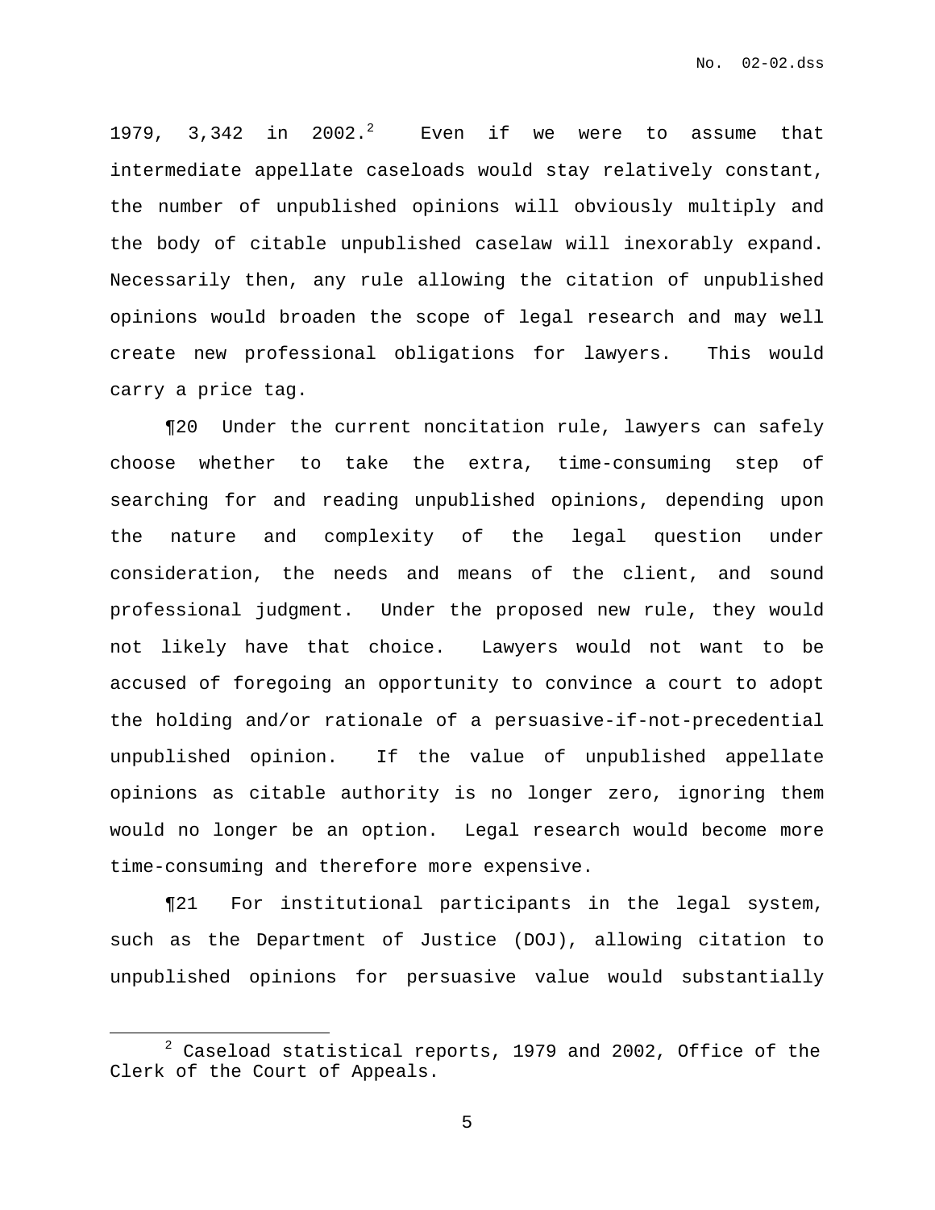1979, 3,342 in 2002.[2] Even if we were to assume that intermediate appellate caseloads would stay relatively constant, the number of unpublished opinions will obviously multiply and the body of citable unpublished caselaw will inexorably expand. Necessarily then, any rule allowing the citation of unpublished opinions would broaden the scope of legal research and may well create new professional obligations for lawyers. This would carry a price tag.

¶20 Under the current noncitation rule, lawyers can safely choose whether to take the extra, time-consuming step of searching for and reading unpublished opinions, depending upon the nature and complexity of the legal question under consideration, the needs and means of the client, and sound professional judgment. Under the proposed new rule, they would not likely have that choice. Lawyers would not want to be accused of foregoing an opportunity to convince a court to adopt the holding and/or rationale of a persuasive-if-not-precedential unpublished opinion. If the value of unpublished appellate opinions as citable authority is no longer zero, ignoring them would no longer be an option. Legal research would become more time-consuming and therefore more expensive.

¶21 For institutional participants in the legal system, such as the Department of Justice (DOJ), allowing citation to unpublished opinions for persuasive value would substantially

---

[2] Caseload statistical reports, 1979 and 2002, Office of the Clerk of the Court of Appeals.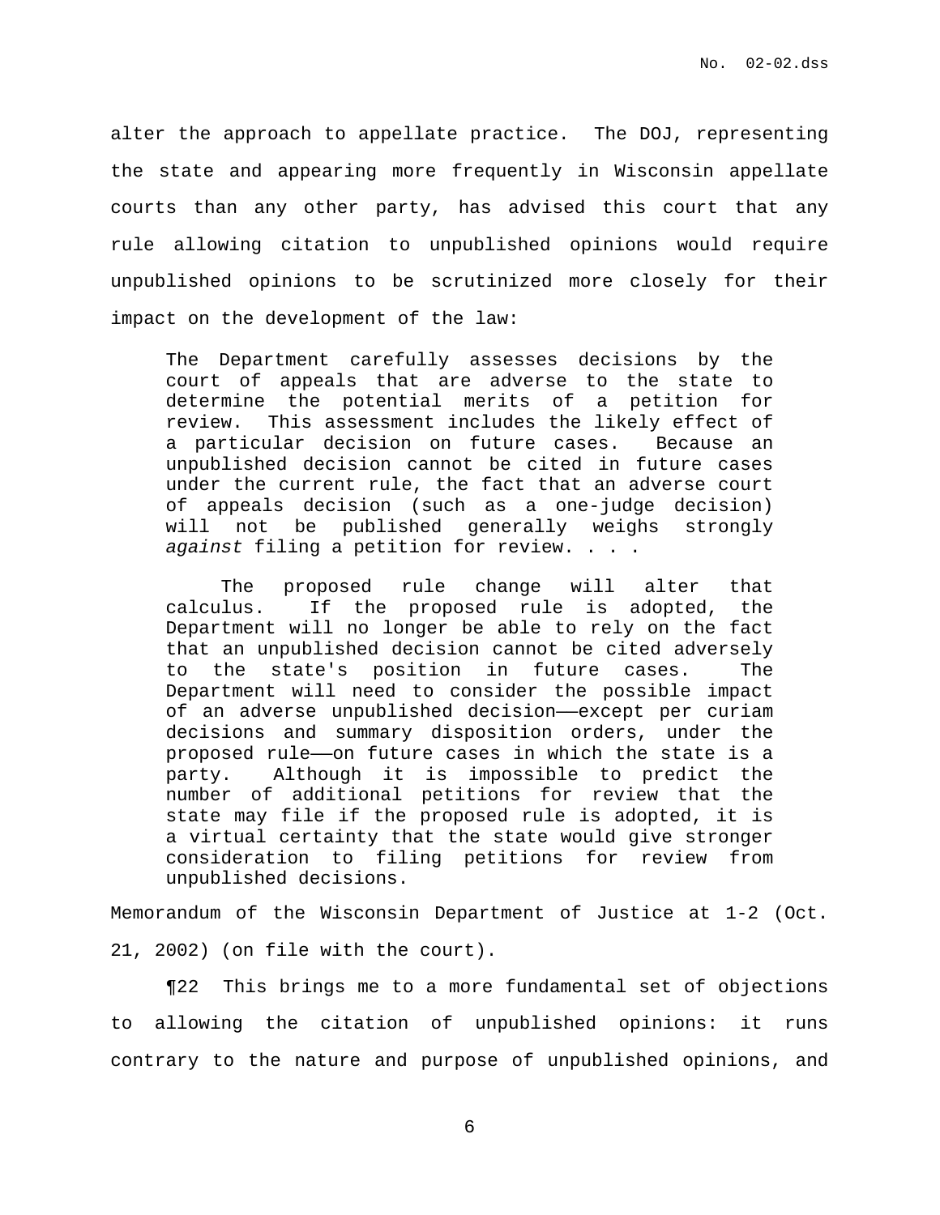alter the approach to appellate practice. The DOJ, representing the state and appearing more frequently in Wisconsin appellate courts than any other party, has advised this court that any rule allowing citation to unpublished opinions would require unpublished opinions to be scrutinized more closely for their impact on the development of the law:

> The Department carefully assesses decisions by the court of appeals that are adverse to the state to determine the potential merits of a petition for review. This assessment includes the likely effect of a particular decision on future cases. Because an unpublished decision cannot be cited in future cases under the current rule, the fact that an adverse court of appeals decision (such as a one-judge decision) will not be published generally weighs strongly *against* filing a petition for review. . . .
>
> The proposed rule change will alter that calculus. If the proposed rule is adopted, the Department will no longer be able to rely on the fact that an unpublished decision cannot be cited adversely to the state's position in future cases. The Department will need to consider the possible impact of an adverse unpublished decision——except per curiam decisions and summary disposition orders, under the proposed rule——on future cases in which the state is a party. Although it is impossible to predict the number of additional petitions for review that the state may file if the proposed rule is adopted, it is a virtual certainty that the state would give stronger consideration to filing petitions for review from unpublished decisions.

Memorandum of the Wisconsin Department of Justice at 1-2 (Oct. 21, 2002) (on file with the court).

¶22 This brings me to a more fundamental set of objections to allowing the citation of unpublished opinions: it runs contrary to the nature and purpose of unpublished opinions, and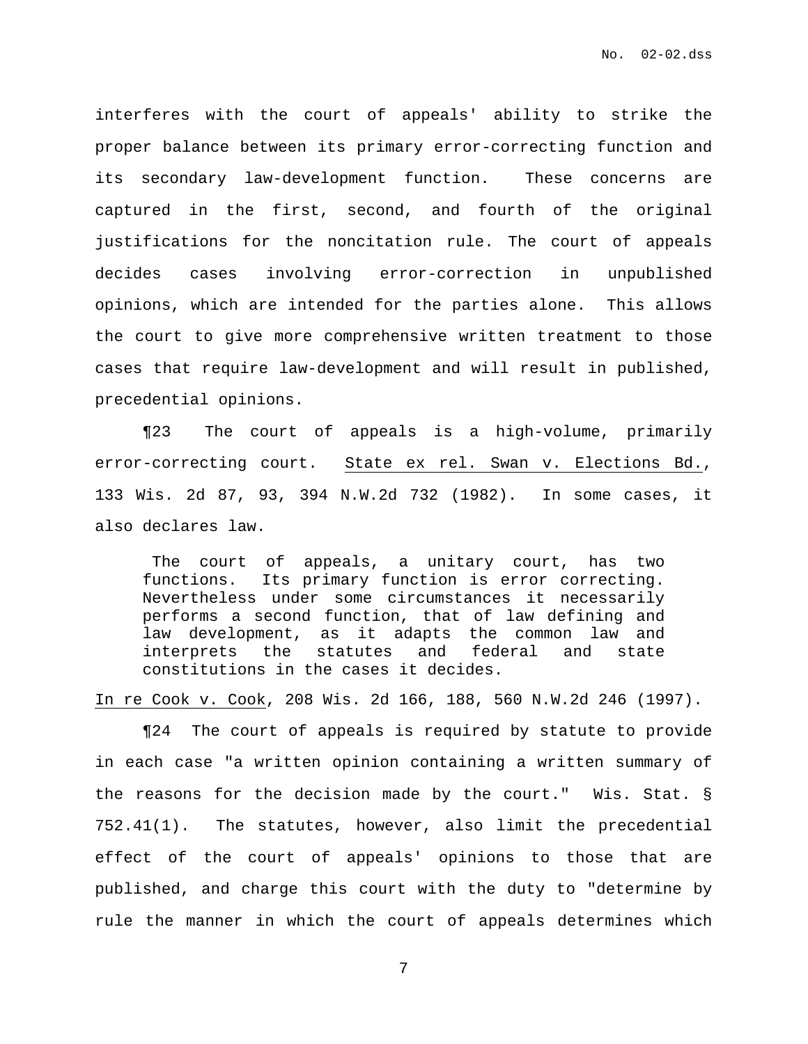interferes with the court of appeals' ability to strike the proper balance between its primary error-correcting function and its secondary law-development function. These concerns are captured in the first, second, and fourth of the original justifications for the noncitation rule. The court of appeals decides cases involving error-correction in unpublished opinions, which are intended for the parties alone. This allows the court to give more comprehensive written treatment to those cases that require law-development and will result in published, precedential opinions.

¶23 The court of appeals is a high-volume, primarily error-correcting court. State ex rel. Swan v. Elections Bd., 133 Wis. 2d 87, 93, 394 N.W.2d 732 (1982). In some cases, it also declares law.

> The court of appeals, a unitary court, has two functions. Its primary function is error correcting. Nevertheless under some circumstances it necessarily performs a second function, that of law defining and law development, as it adapts the common law and interprets the statutes and federal and state constitutions in the cases it decides.

In re Cook v. Cook, 208 Wis. 2d 166, 188, 560 N.W.2d 246 (1997).

¶24 The court of appeals is required by statute to provide in each case "a written opinion containing a written summary of the reasons for the decision made by the court." Wis. Stat. § 752.41(1). The statutes, however, also limit the precedential effect of the court of appeals' opinions to those that are published, and charge this court with the duty to "determine by rule the manner in which the court of appeals determines which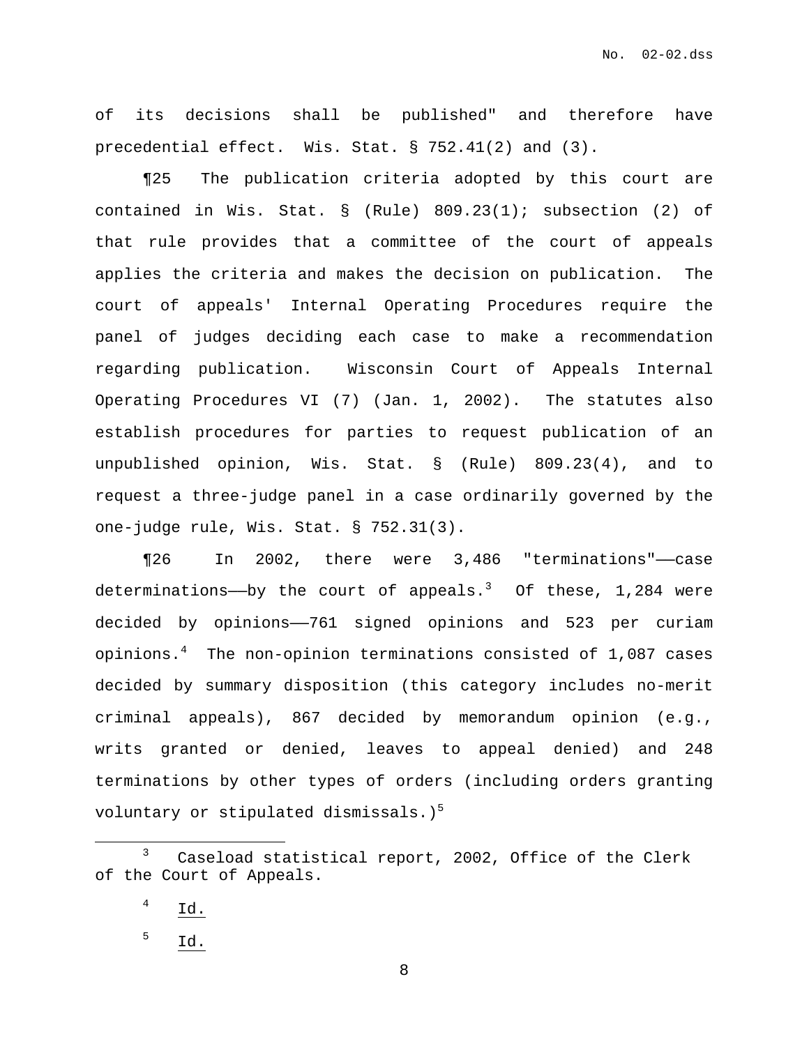of its decisions shall be published" and therefore have precedential effect. Wis. Stat. § 752.41(2) and (3).

¶25 The publication criteria adopted by this court are contained in Wis. Stat. § (Rule) 809.23(1); subsection (2) of that rule provides that a committee of the court of appeals applies the criteria and makes the decision on publication. The court of appeals' Internal Operating Procedures require the panel of judges deciding each case to make a recommendation regarding publication. Wisconsin Court of Appeals Internal Operating Procedures VI (7) (Jan. 1, 2002). The statutes also establish procedures for parties to request publication of an unpublished opinion, Wis. Stat. § (Rule) 809.23(4), and to request a three-judge panel in a case ordinarily governed by the one-judge rule, Wis. Stat. § 752.31(3).

¶26 In 2002, there were 3,486 "terminations"——case determinations——by the court of appeals.[3] Of these, 1,284 were decided by opinions——761 signed opinions and 523 per curiam opinions.[4] The non-opinion terminations consisted of 1,087 cases decided by summary disposition (this category includes no-merit criminal appeals), 867 decided by memorandum opinion (e.g., writs granted or denied, leaves to appeal denied) and 248 terminations by other types of orders (including orders granting voluntary or stipulated dismissals.)[5]

---

[3] Caseload statistical report, 2002, Office of the Clerk of the Court of Appeals.

[4] Id.

[5] Id.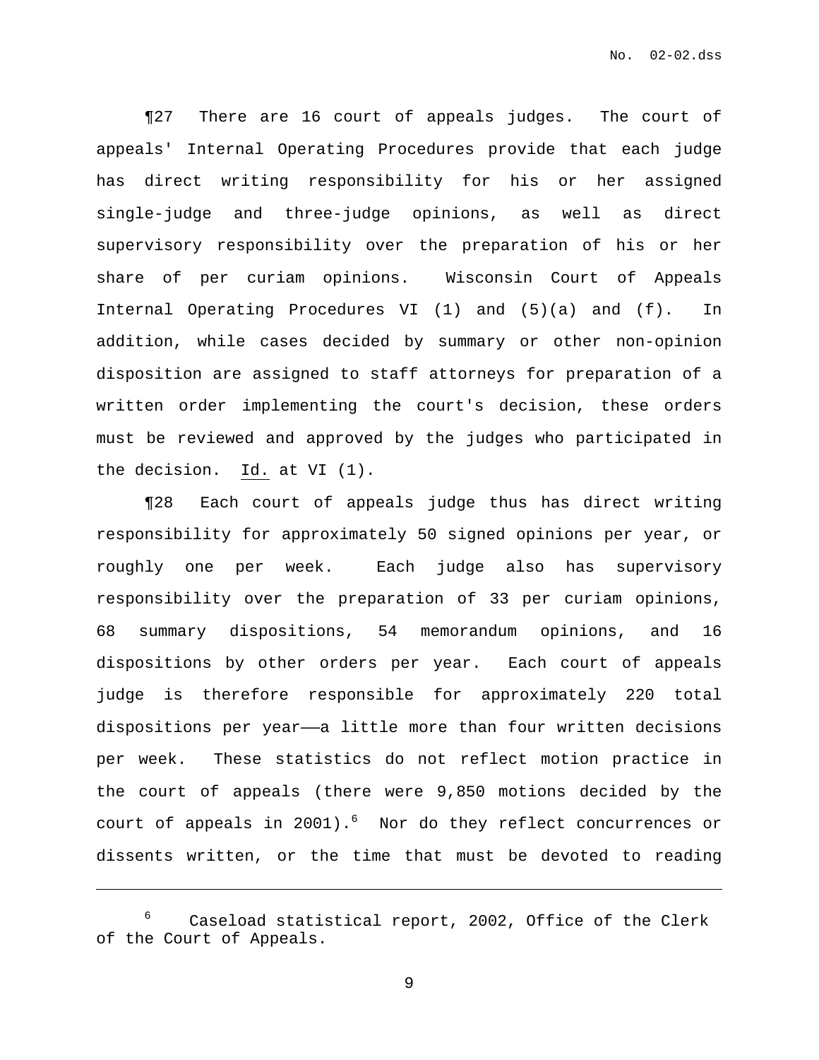¶27 There are 16 court of appeals judges. The court of appeals' Internal Operating Procedures provide that each judge has direct writing responsibility for his or her assigned single-judge and three-judge opinions, as well as direct supervisory responsibility over the preparation of his or her share of per curiam opinions. Wisconsin Court of Appeals Internal Operating Procedures VI (1) and (5)(a) and (f). In addition, while cases decided by summary or other non-opinion disposition are assigned to staff attorneys for preparation of a written order implementing the court's decision, these orders must be reviewed and approved by the judges who participated in the decision. Id. at VI (1).

¶28 Each court of appeals judge thus has direct writing responsibility for approximately 50 signed opinions per year, or roughly one per week. Each judge also has supervisory responsibility over the preparation of 33 per curiam opinions, 68 summary dispositions, 54 memorandum opinions, and 16 dispositions by other orders per year. Each court of appeals judge is therefore responsible for approximately 220 total dispositions per year——a little more than four written decisions per week. These statistics do not reflect motion practice in the court of appeals (there were 9,850 motions decided by the court of appeals in 2001).[6] Nor do they reflect concurrences or dissents written, or the time that must be devoted to reading

---

[6] Caseload statistical report, 2002, Office of the Clerk of the Court of Appeals.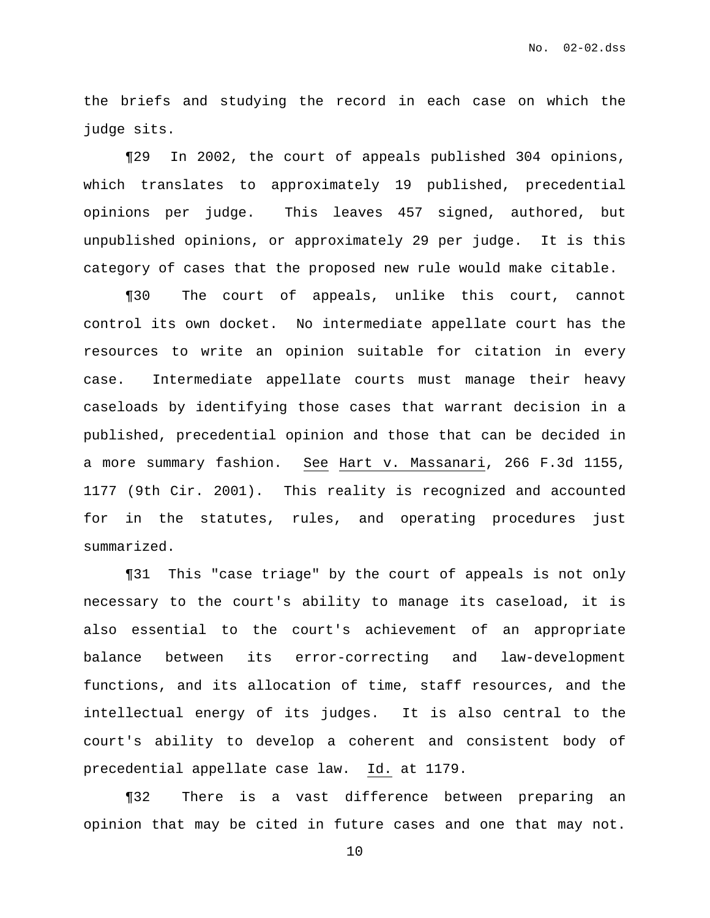the briefs and studying the record in each case on which the judge sits.

¶29 In 2002, the court of appeals published 304 opinions, which translates to approximately 19 published, precedential opinions per judge. This leaves 457 signed, authored, but unpublished opinions, or approximately 29 per judge. It is this category of cases that the proposed new rule would make citable.

¶30 The court of appeals, unlike this court, cannot control its own docket. No intermediate appellate court has the resources to write an opinion suitable for citation in every case. Intermediate appellate courts must manage their heavy caseloads by identifying those cases that warrant decision in a published, precedential opinion and those that can be decided in a more summary fashion. See Hart v. Massanari, 266 F.3d 1155, 1177 (9th Cir. 2001). This reality is recognized and accounted for in the statutes, rules, and operating procedures just summarized.

¶31 This "case triage" by the court of appeals is not only necessary to the court's ability to manage its caseload, it is also essential to the court's achievement of an appropriate balance between its error-correcting and law-development functions, and its allocation of time, staff resources, and the intellectual energy of its judges. It is also central to the court's ability to develop a coherent and consistent body of precedential appellate case law. Id. at 1179.

¶32 There is a vast difference between preparing an opinion that may be cited in future cases and one that may not.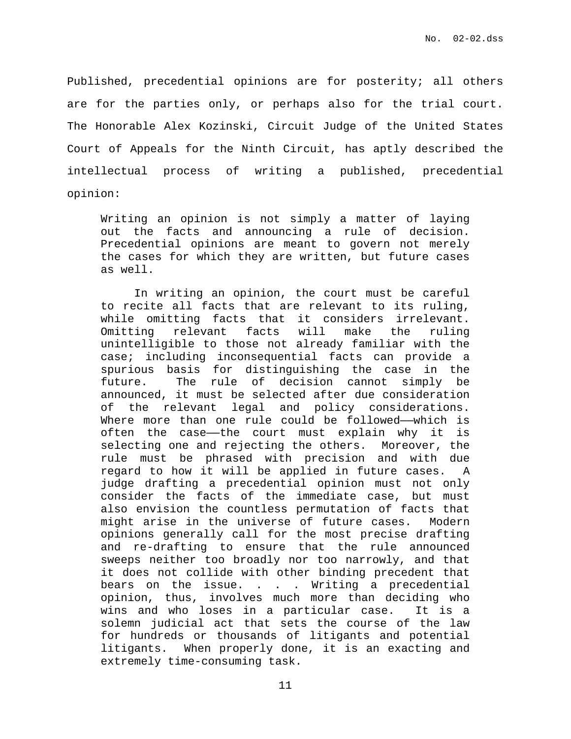Published, precedential opinions are for posterity; all others are for the parties only, or perhaps also for the trial court. The Honorable Alex Kozinski, Circuit Judge of the United States Court of Appeals for the Ninth Circuit, has aptly described the intellectual process of writing a published, precedential opinion:

> Writing an opinion is not simply a matter of laying out the facts and announcing a rule of decision. Precedential opinions are meant to govern not merely the cases for which they are written, but future cases as well.
>
> In writing an opinion, the court must be careful to recite all facts that are relevant to its ruling, while omitting facts that it considers irrelevant. Omitting relevant facts will make the ruling unintelligible to those not already familiar with the case; including inconsequential facts can provide a spurious basis for distinguishing the case in the future. The rule of decision cannot simply be announced, it must be selected after due consideration of the relevant legal and policy considerations. Where more than one rule could be followed——which is often the case——the court must explain why it is selecting one and rejecting the others. Moreover, the rule must be phrased with precision and with due regard to how it will be applied in future cases. A judge drafting a precedential opinion must not only consider the facts of the immediate case, but must also envision the countless permutation of facts that might arise in the universe of future cases. Modern opinions generally call for the most precise drafting and re-drafting to ensure that the rule announced sweeps neither too broadly nor too narrowly, and that it does not collide with other binding precedent that bears on the issue. . . . Writing a precedential opinion, thus, involves much more than deciding who wins and who loses in a particular case. It is a solemn judicial act that sets the course of the law for hundreds or thousands of litigants and potential litigants. When properly done, it is an exacting and extremely time-consuming task.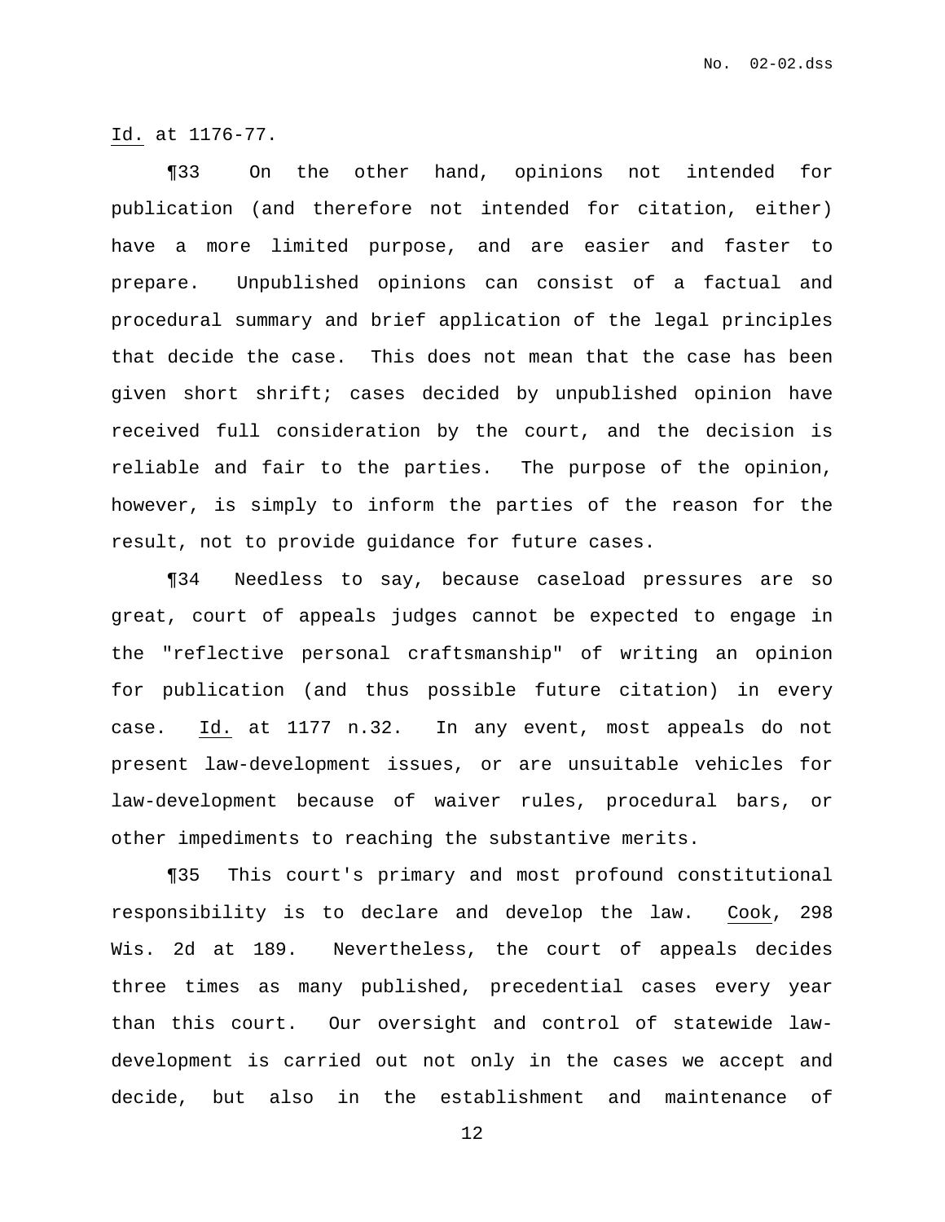Id. at 1176-77.

¶33 On the other hand, opinions not intended for publication (and therefore not intended for citation, either) have a more limited purpose, and are easier and faster to prepare. Unpublished opinions can consist of a factual and procedural summary and brief application of the legal principles that decide the case. This does not mean that the case has been given short shrift; cases decided by unpublished opinion have received full consideration by the court, and the decision is reliable and fair to the parties. The purpose of the opinion, however, is simply to inform the parties of the reason for the result, not to provide guidance for future cases.

¶34 Needless to say, because caseload pressures are so great, court of appeals judges cannot be expected to engage in the "reflective personal craftsmanship" of writing an opinion for publication (and thus possible future citation) in every case. Id. at 1177 n.32. In any event, most appeals do not present law-development issues, or are unsuitable vehicles for law-development because of waiver rules, procedural bars, or other impediments to reaching the substantive merits.

¶35 This court's primary and most profound constitutional responsibility is to declare and develop the law. Cook, 298 Wis. 2d at 189. Nevertheless, the court of appeals decides three times as many published, precedential cases every year than this court. Our oversight and control of statewide law-development is carried out not only in the cases we accept and decide, but also in the establishment and maintenance of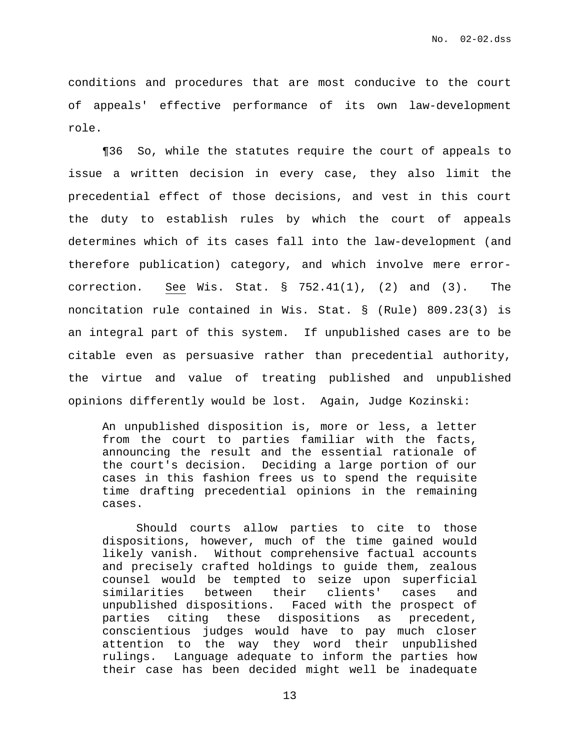conditions and procedures that are most conducive to the court of appeals' effective performance of its own law-development role.

¶36 So, while the statutes require the court of appeals to issue a written decision in every case, they also limit the precedential effect of those decisions, and vest in this court the duty to establish rules by which the court of appeals determines which of its cases fall into the law-development (and therefore publication) category, and which involve mere error-correction. <u>See</u> Wis. Stat. § 752.41(1), (2) and (3). The noncitation rule contained in Wis. Stat. § (Rule) 809.23(3) is an integral part of this system. If unpublished cases are to be citable even as persuasive rather than precedential authority, the virtue and value of treating published and unpublished opinions differently would be lost. Again, Judge Kozinski:

> An unpublished disposition is, more or less, a letter from the court to parties familiar with the facts, announcing the result and the essential rationale of the court's decision. Deciding a large portion of our cases in this fashion frees us to spend the requisite time drafting precedential opinions in the remaining cases.
>
> Should courts allow parties to cite to those dispositions, however, much of the time gained would likely vanish. Without comprehensive factual accounts and precisely crafted holdings to guide them, zealous counsel would be tempted to seize upon superficial similarities between their clients' cases and unpublished dispositions. Faced with the prospect of parties citing these dispositions as precedent, conscientious judges would have to pay much closer attention to the way they word their unpublished rulings. Language adequate to inform the parties how their case has been decided might well be inadequate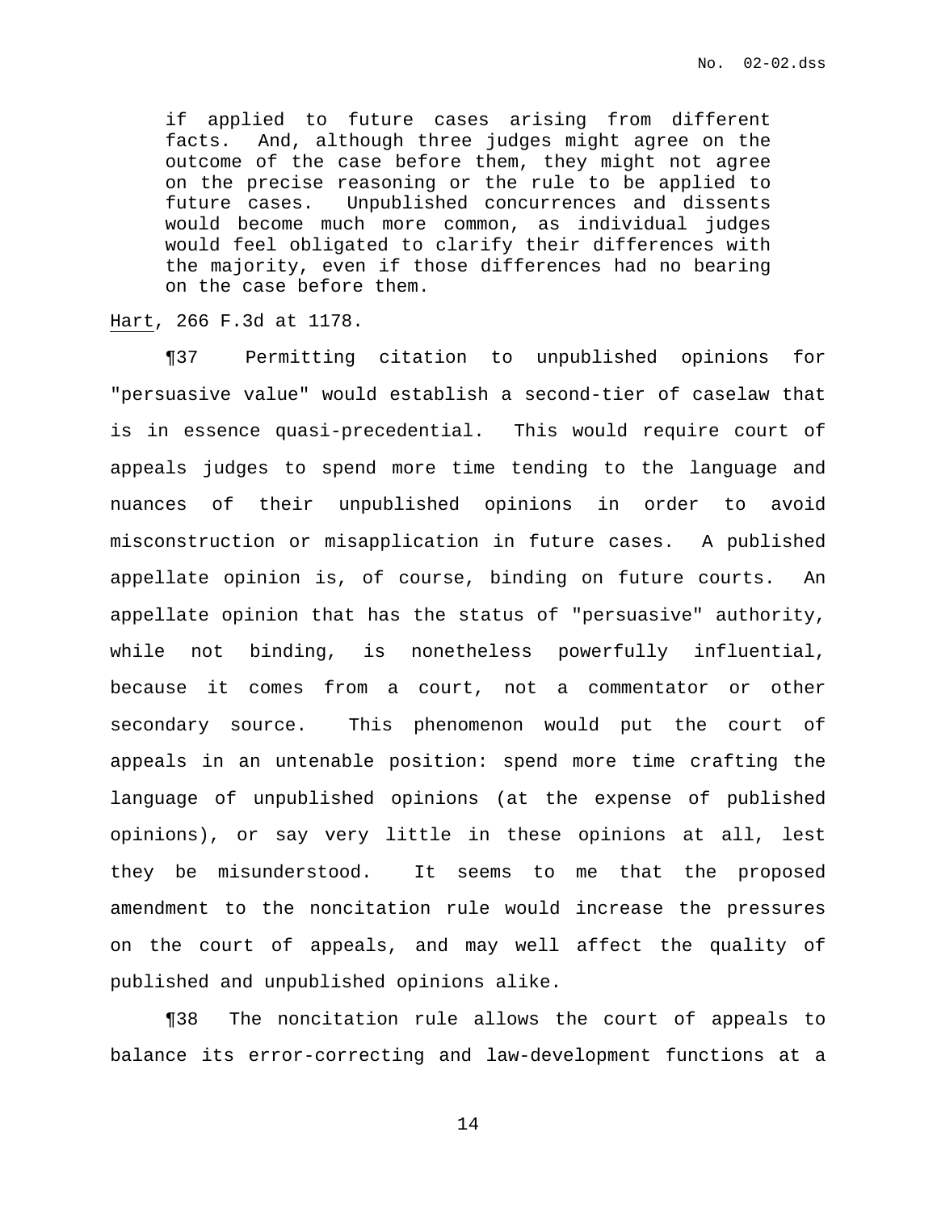> if applied to future cases arising from different facts. And, although three judges might agree on the outcome of the case before them, they might not agree on the precise reasoning or the rule to be applied to future cases. Unpublished concurrences and dissents would become much more common, as individual judges would feel obligated to clarify their differences with the majority, even if those differences had no bearing on the case before them.

Hart, 266 F.3d at 1178.

¶37 Permitting citation to unpublished opinions for "persuasive value" would establish a second-tier of caselaw that is in essence quasi-precedential. This would require court of appeals judges to spend more time tending to the language and nuances of their unpublished opinions in order to avoid misconstruction or misapplication in future cases. A published appellate opinion is, of course, binding on future courts. An appellate opinion that has the status of "persuasive" authority, while not binding, is nonetheless powerfully influential, because it comes from a court, not a commentator or other secondary source. This phenomenon would put the court of appeals in an untenable position: spend more time crafting the language of unpublished opinions (at the expense of published opinions), or say very little in these opinions at all, lest they be misunderstood. It seems to me that the proposed amendment to the noncitation rule would increase the pressures on the court of appeals, and may well affect the quality of published and unpublished opinions alike.

¶38 The noncitation rule allows the court of appeals to balance its error-correcting and law-development functions at a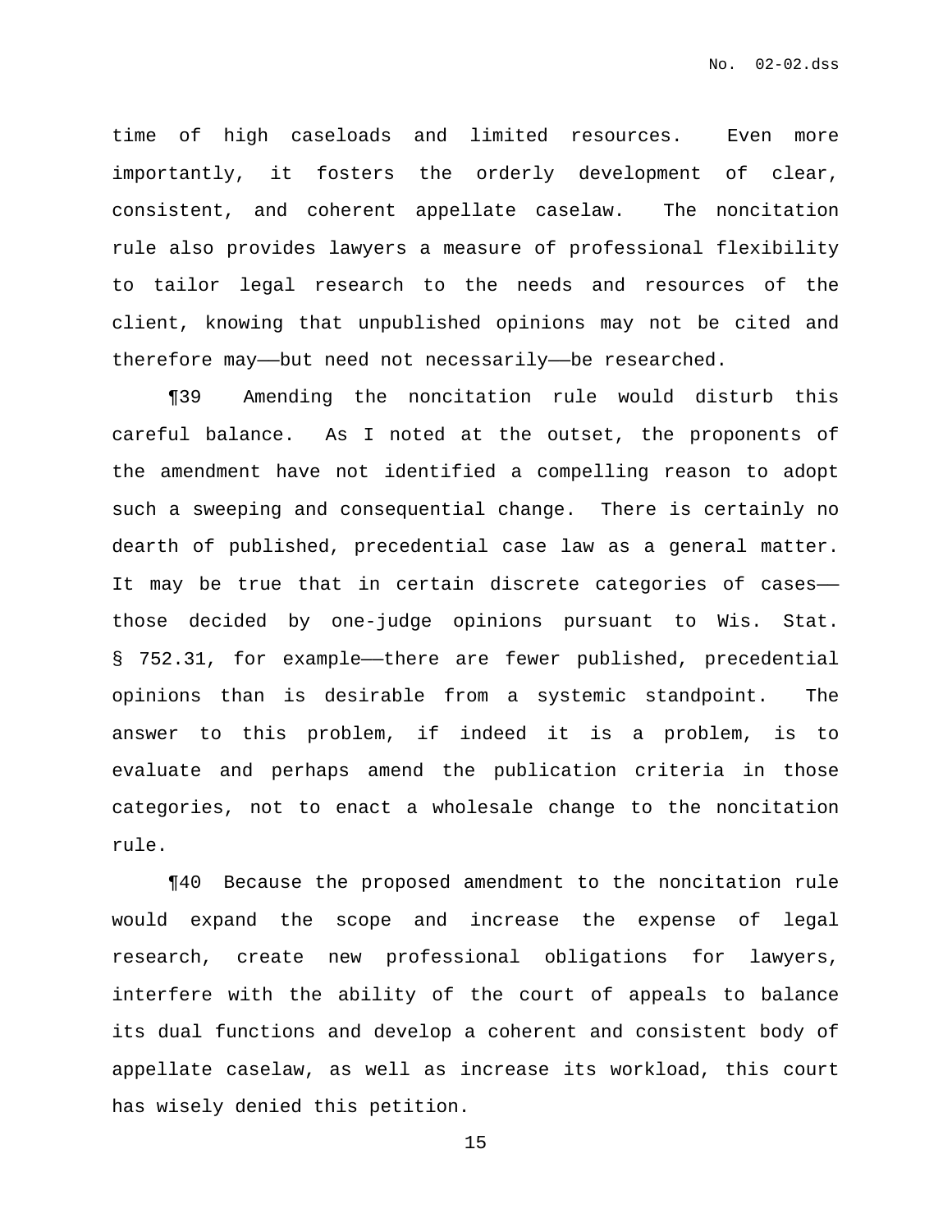time of high caseloads and limited resources. Even more importantly, it fosters the orderly development of clear, consistent, and coherent appellate caselaw. The noncitation rule also provides lawyers a measure of professional flexibility to tailor legal research to the needs and resources of the client, knowing that unpublished opinions may not be cited and therefore may——but need not necessarily——be researched.

¶39 Amending the noncitation rule would disturb this careful balance. As I noted at the outset, the proponents of the amendment have not identified a compelling reason to adopt such a sweeping and consequential change. There is certainly no dearth of published, precedential case law as a general matter. It may be true that in certain discrete categories of cases——those decided by one-judge opinions pursuant to Wis. Stat. § 752.31, for example——there are fewer published, precedential opinions than is desirable from a systemic standpoint. The answer to this problem, if indeed it is a problem, is to evaluate and perhaps amend the publication criteria in those categories, not to enact a wholesale change to the noncitation rule.

¶40 Because the proposed amendment to the noncitation rule would expand the scope and increase the expense of legal research, create new professional obligations for lawyers, interfere with the ability of the court of appeals to balance its dual functions and develop a coherent and consistent body of appellate caselaw, as well as increase its workload, this court has wisely denied this petition.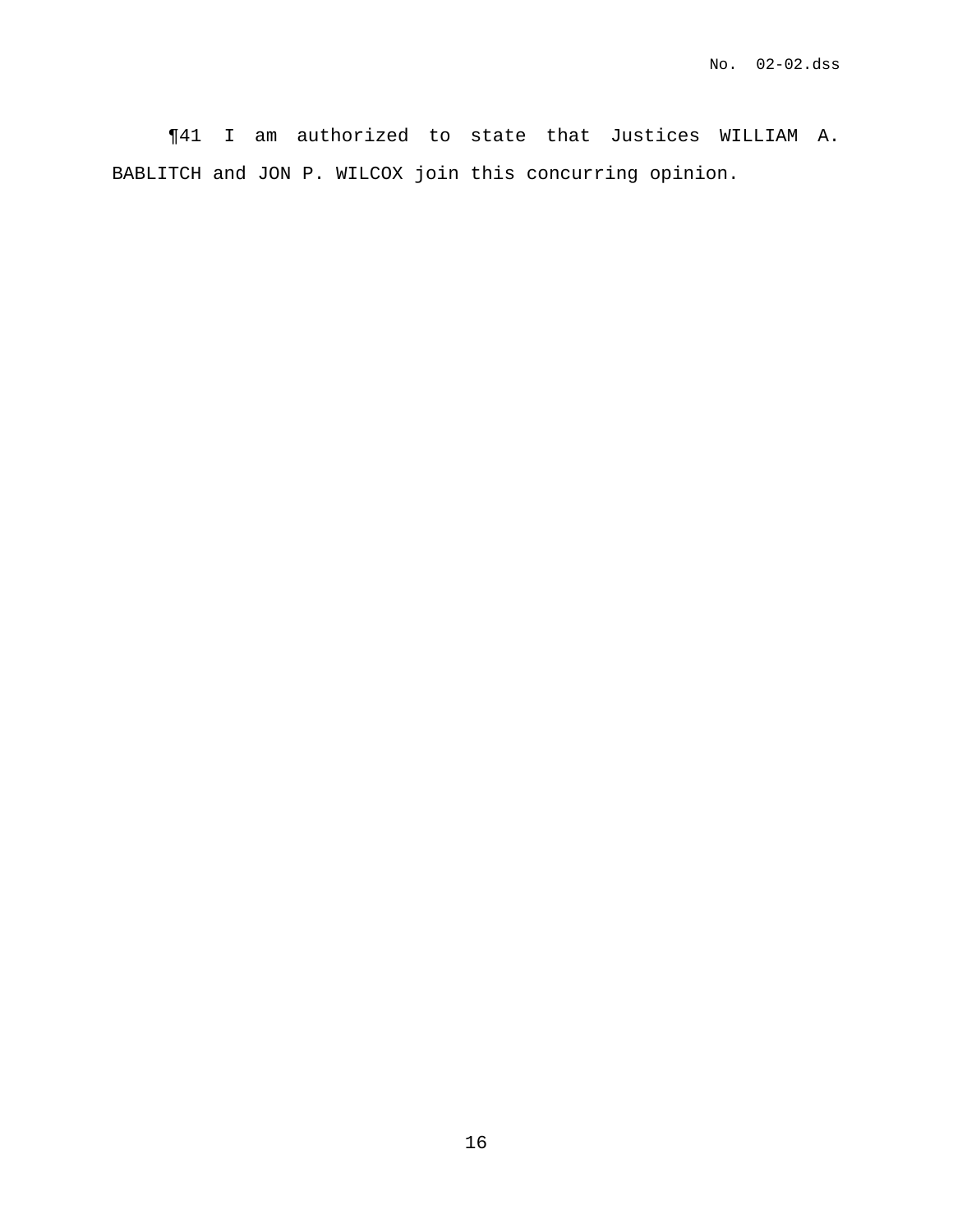¶41 I am authorized to state that Justices WILLIAM A. BABLITCH and JON P. WILCOX join this concurring opinion.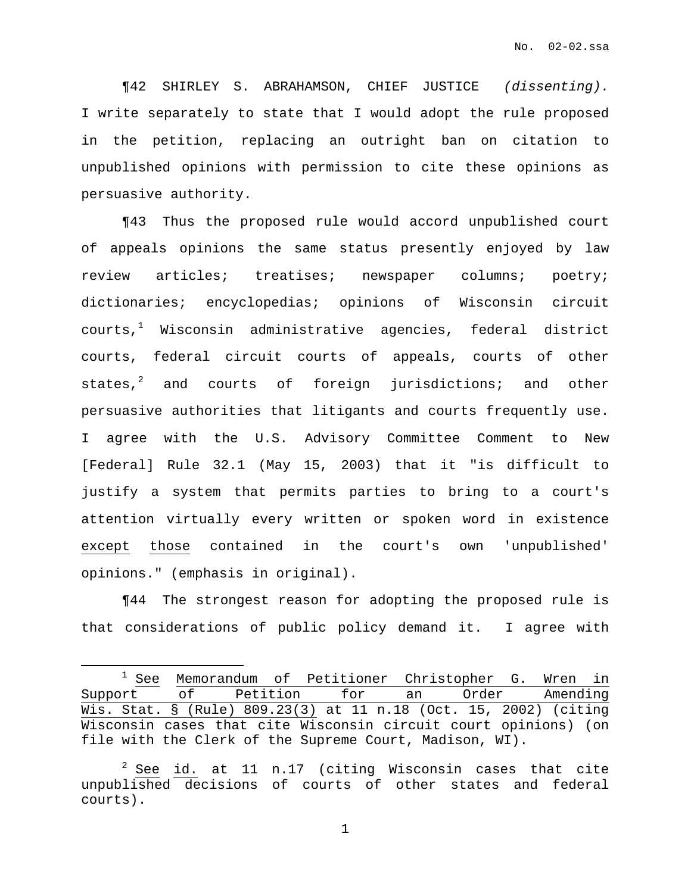¶42 SHIRLEY S. ABRAHAMSON, CHIEF JUSTICE *(dissenting).* I write separately to state that I would adopt the rule proposed in the petition, replacing an outright ban on citation to unpublished opinions with permission to cite these opinions as persuasive authority.

¶43 Thus the proposed rule would accord unpublished court of appeals opinions the same status presently enjoyed by law review articles; treatises; newspaper columns; poetry; dictionaries; encyclopedias; opinions of Wisconsin circuit courts,[1] Wisconsin administrative agencies, federal district courts, federal circuit courts of appeals, courts of other states,[2] and courts of foreign jurisdictions; and other persuasive authorities that litigants and courts frequently use. I agree with the U.S. Advisory Committee Comment to New [Federal] Rule 32.1 (May 15, 2003) that it "is difficult to justify a system that permits parties to bring to a court's attention virtually every written or spoken word in existence <u>except those</u> contained in the court's own 'unpublished' opinions." (emphasis in original).

¶44 The strongest reason for adopting the proposed rule is that considerations of public policy demand it. I agree with

---

[1] <u>See</u> <u>Memorandum of Petitioner Christopher G. Wren in Support of Petition for an Order Amending Wis. Stat. § (Rule) 809.23(3)</u> at 11 n.18 (Oct. 15, 2002) (citing Wisconsin cases that cite Wisconsin circuit court opinions) (on file with the Clerk of the Supreme Court, Madison, WI).

[2] <u>See</u> <u>id.</u> at 11 n.17 (citing Wisconsin cases that cite unpublished decisions of courts of other states and federal courts).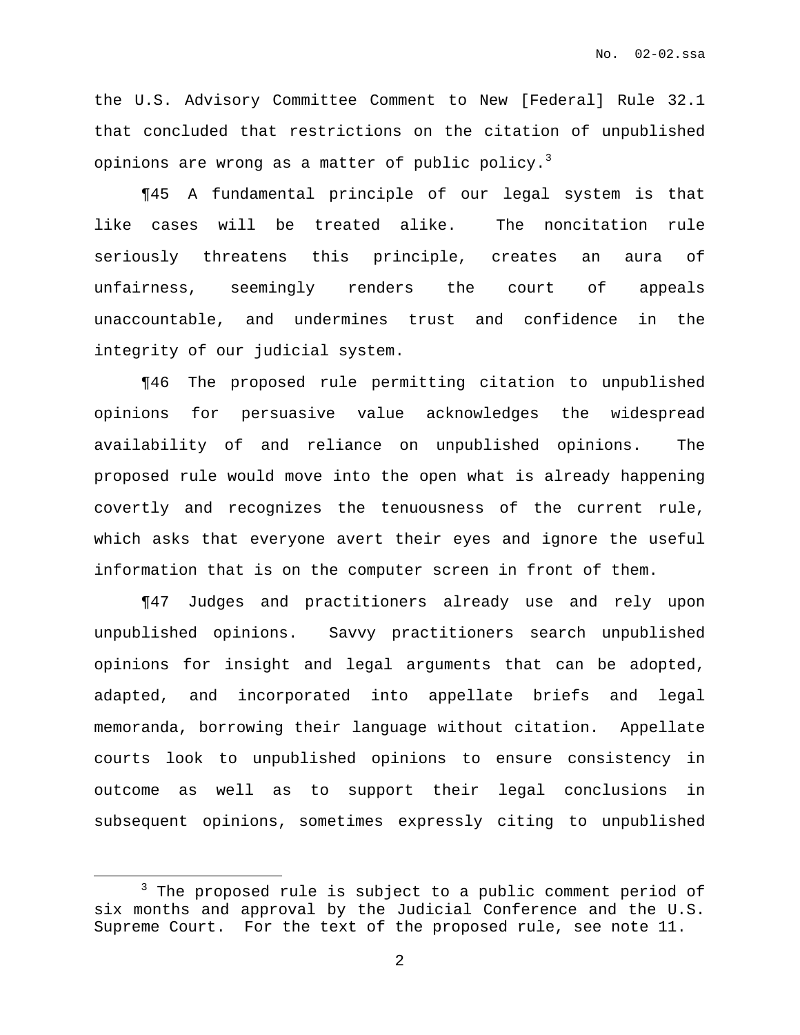the U.S. Advisory Committee Comment to New [Federal] Rule 32.1 that concluded that restrictions on the citation of unpublished opinions are wrong as a matter of public policy.[3]

¶45 A fundamental principle of our legal system is that like cases will be treated alike. The noncitation rule seriously threatens this principle, creates an aura of unfairness, seemingly renders the court of appeals unaccountable, and undermines trust and confidence in the integrity of our judicial system.

¶46 The proposed rule permitting citation to unpublished opinions for persuasive value acknowledges the widespread availability of and reliance on unpublished opinions. The proposed rule would move into the open what is already happening covertly and recognizes the tenuousness of the current rule, which asks that everyone avert their eyes and ignore the useful information that is on the computer screen in front of them.

¶47 Judges and practitioners already use and rely upon unpublished opinions. Savvy practitioners search unpublished opinions for insight and legal arguments that can be adopted, adapted, and incorporated into appellate briefs and legal memoranda, borrowing their language without citation. Appellate courts look to unpublished opinions to ensure consistency in outcome as well as to support their legal conclusions in subsequent opinions, sometimes expressly citing to unpublished

---

[3] The proposed rule is subject to a public comment period of six months and approval by the Judicial Conference and the U.S. Supreme Court. For the text of the proposed rule, see note 11.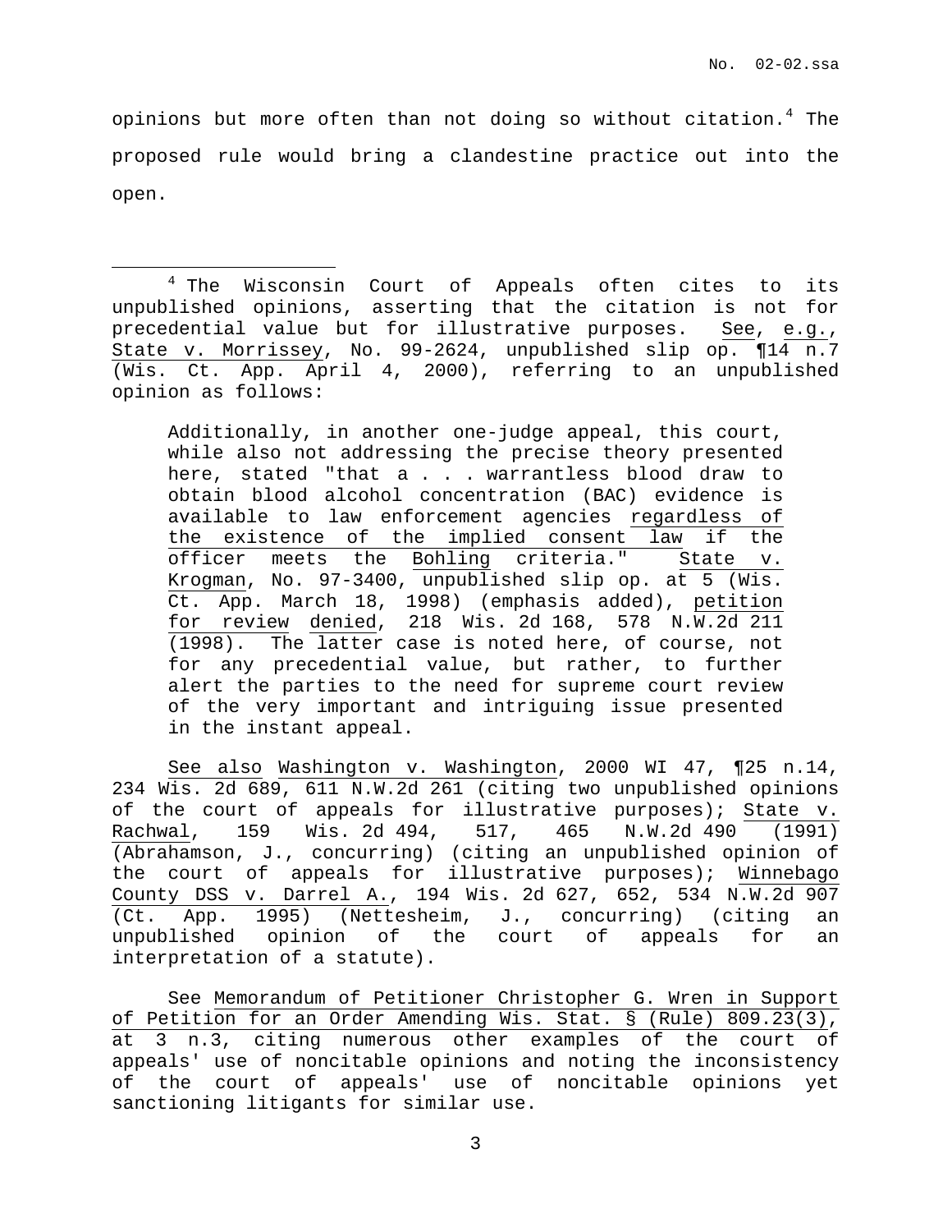opinions but more often than not doing so without citation.[4] The proposed rule would bring a clandestine practice out into the open.

---

[4] The Wisconsin Court of Appeals often cites to its unpublished opinions, asserting that the citation is not for precedential value but for illustrative purposes. See, e.g., State v. Morrissey, No. 99-2624, unpublished slip op. ¶14 n.7 (Wis. Ct. App. April 4, 2000), referring to an unpublished opinion as follows:

> Additionally, in another one-judge appeal, this court, while also not addressing the precise theory presented here, stated "that a . . . warrantless blood draw to obtain blood alcohol concentration (BAC) evidence is available to law enforcement agencies regardless of the existence of the implied consent law if the officer meets the Bohling criteria." State v. Krogman, No. 97-3400, unpublished slip op. at 5 (Wis. Ct. App. March 18, 1998) (emphasis added), petition for review denied, 218 Wis. 2d 168, 578 N.W.2d 211 (1998). The latter case is noted here, of course, not for any precedential value, but rather, to further alert the parties to the need for supreme court review of the very important and intriguing issue presented in the instant appeal.

See also Washington v. Washington, 2000 WI 47, ¶25 n.14, 234 Wis. 2d 689, 611 N.W.2d 261 (citing two unpublished opinions of the court of appeals for illustrative purposes); State v. Rachwal, 159 Wis. 2d 494, 517, 465 N.W.2d 490 (1991) (Abrahamson, J., concurring) (citing an unpublished opinion of the court of appeals for illustrative purposes); Winnebago County DSS v. Darrel A., 194 Wis. 2d 627, 652, 534 N.W.2d 907 (Ct. App. 1995) (Nettesheim, J., concurring) (citing an unpublished opinion of the court of appeals for an interpretation of a statute).

See Memorandum of Petitioner Christopher G. Wren in Support of Petition for an Order Amending Wis. Stat. § (Rule) 809.23(3), at 3 n.3, citing numerous other examples of the court of appeals' use of noncitable opinions and noting the inconsistency of the court of appeals' use of noncitable opinions yet sanctioning litigants for similar use.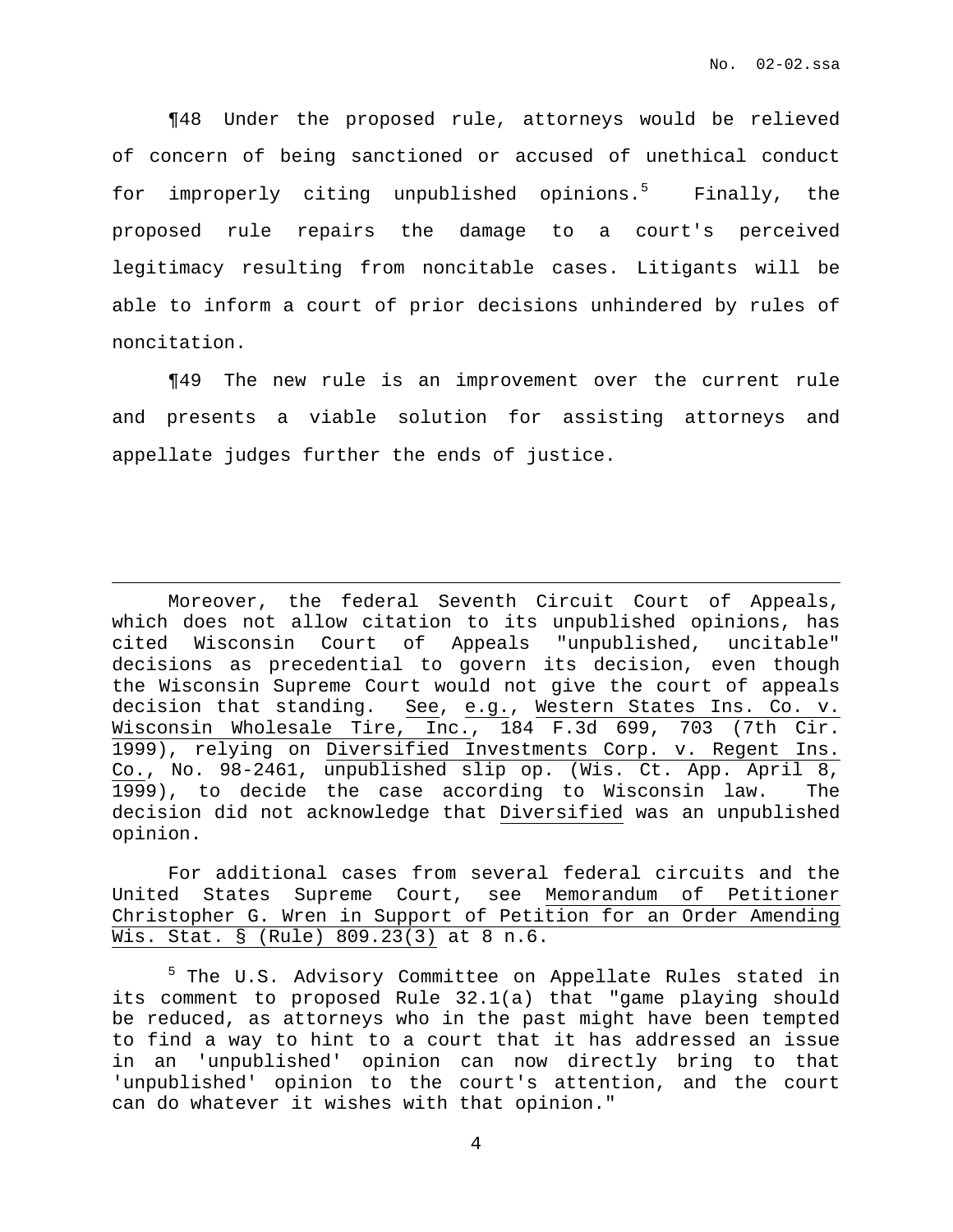¶48 Under the proposed rule, attorneys would be relieved of concern of being sanctioned or accused of unethical conduct for improperly citing unpublished opinions.[5] Finally, the proposed rule repairs the damage to a court's perceived legitimacy resulting from noncitable cases. Litigants will be able to inform a court of prior decisions unhindered by rules of noncitation.

¶49 The new rule is an improvement over the current rule and presents a viable solution for assisting attorneys and appellate judges further the ends of justice.

---

Moreover, the federal Seventh Circuit Court of Appeals, which does not allow citation to its unpublished opinions, has cited Wisconsin Court of Appeals "unpublished, uncitable" decisions as precedential to govern its decision, even though the Wisconsin Supreme Court would not give the court of appeals decision that standing. See, e.g., Western States Ins. Co. v. Wisconsin Wholesale Tire, Inc., 184 F.3d 699, 703 (7th Cir. 1999), relying on Diversified Investments Corp. v. Regent Ins. Co., No. 98-2461, unpublished slip op. (Wis. Ct. App. April 8, 1999), to decide the case according to Wisconsin law. The decision did not acknowledge that Diversified was an unpublished opinion.

For additional cases from several federal circuits and the United States Supreme Court, see Memorandum of Petitioner Christopher G. Wren in Support of Petition for an Order Amending Wis. Stat. § (Rule) 809.23(3) at 8 n.6.

[5] The U.S. Advisory Committee on Appellate Rules stated in its comment to proposed Rule 32.1(a) that "game playing should be reduced, as attorneys who in the past might have been tempted to find a way to hint to a court that it has addressed an issue in an 'unpublished' opinion can now directly bring to that 'unpublished' opinion to the court's attention, and the court can do whatever it wishes with that opinion."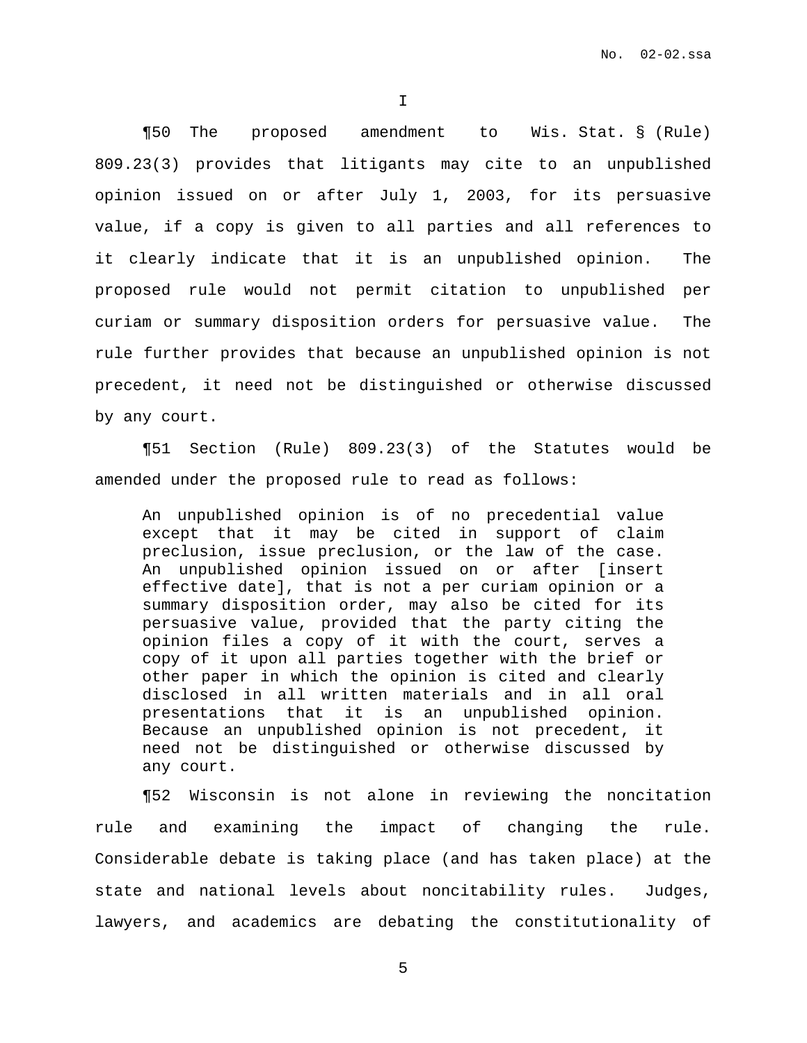I

¶50 The proposed amendment to Wis. Stat. § (Rule) 809.23(3) provides that litigants may cite to an unpublished opinion issued on or after July 1, 2003, for its persuasive value, if a copy is given to all parties and all references to it clearly indicate that it is an unpublished opinion. The proposed rule would not permit citation to unpublished per curiam or summary disposition orders for persuasive value. The rule further provides that because an unpublished opinion is not precedent, it need not be distinguished or otherwise discussed by any court.

¶51 Section (Rule) 809.23(3) of the Statutes would be amended under the proposed rule to read as follows:

> An unpublished opinion is of no precedential value except that it may be cited in support of claim preclusion, issue preclusion, or the law of the case. An unpublished opinion issued on or after [insert effective date], that is not a per curiam opinion or a summary disposition order, may also be cited for its persuasive value, provided that the party citing the opinion files a copy of it with the court, serves a copy of it upon all parties together with the brief or other paper in which the opinion is cited and clearly disclosed in all written materials and in all oral presentations that it is an unpublished opinion. Because an unpublished opinion is not precedent, it need not be distinguished or otherwise discussed by any court.

¶52 Wisconsin is not alone in reviewing the noncitation rule and examining the impact of changing the rule. Considerable debate is taking place (and has taken place) at the state and national levels about noncitability rules. Judges, lawyers, and academics are debating the constitutionality of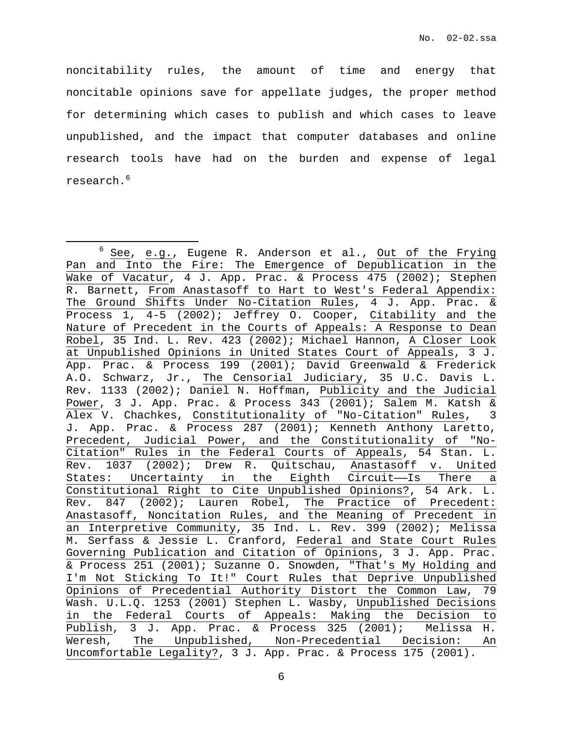noncitability rules, the amount of time and energy that noncitable opinions save for appellate judges, the proper method for determining which cases to publish and which cases to leave unpublished, and the impact that computer databases and online research tools have had on the burden and expense of legal research.[6]

---

[6] See, e.g., Eugene R. Anderson et al., Out of the Frying Pan and Into the Fire: The Emergence of Depublication in the Wake of Vacatur, 4 J. App. Prac. & Process 475 (2002); Stephen R. Barnett, From Anastasoff to Hart to West's Federal Appendix: The Ground Shifts Under No-Citation Rules, 4 J. App. Prac. & Process 1, 4-5 (2002); Jeffrey O. Cooper, Citability and the Nature of Precedent in the Courts of Appeals: A Response to Dean Robel, 35 Ind. L. Rev. 423 (2002); Michael Hannon, A Closer Look at Unpublished Opinions in United States Court of Appeals, 3 J. App. Prac. & Process 199 (2001); David Greenwald & Frederick A.O. Schwarz, Jr., The Censorial Judiciary, 35 U.C. Davis L. Rev. 1133 (2002); Daniel N. Hoffman, Publicity and the Judicial Power, 3 J. App. Prac. & Process 343 (2001); Salem M. Katsh & Alex V. Chachkes, Constitutionality of "No-Citation" Rules, 3 J. App. Prac. & Process 287 (2001); Kenneth Anthony Laretto, Precedent, Judicial Power, and the Constitutionality of "No-Citation" Rules in the Federal Courts of Appeals, 54 Stan. L. Rev. 1037 (2002); Drew R. Quitschau, Anastasoff v. United States: Uncertainty in the Eighth Circuit——Is There a Constitutional Right to Cite Unpublished Opinions?, 54 Ark. L. Rev. 847 (2002); Lauren Robel, The Practice of Precedent: Anastasoff, Noncitation Rules, and the Meaning of Precedent in an Interpretive Community, 35 Ind. L. Rev. 399 (2002); Melissa M. Serfass & Jessie L. Cranford, Federal and State Court Rules Governing Publication and Citation of Opinions, 3 J. App. Prac. & Process 251 (2001); Suzanne O. Snowden, "That's My Holding and I'm Not Sticking To It!" Court Rules that Deprive Unpublished Opinions of Precedential Authority Distort the Common Law, 79 Wash. U.L.Q. 1253 (2001) Stephen L. Wasby, Unpublished Decisions in the Federal Courts of Appeals: Making the Decision to Publish, 3 J. App. Prac. & Process 325 (2001); Melissa H. Weresh, The Unpublished, Non-Precedential Decision: An Uncomfortable Legality?, 3 J. App. Prac. & Process 175 (2001).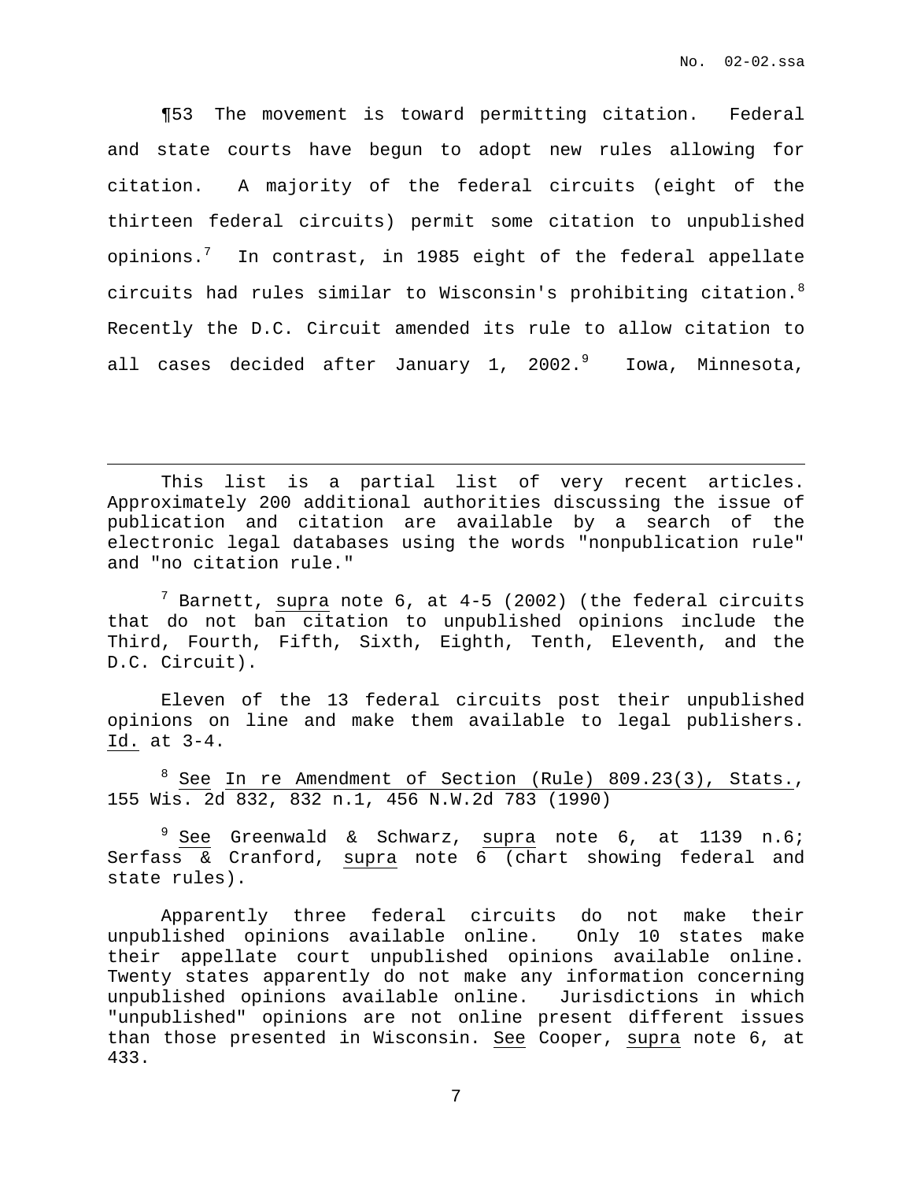¶53 The movement is toward permitting citation. Federal and state courts have begun to adopt new rules allowing for citation. A majority of the federal circuits (eight of the thirteen federal circuits) permit some citation to unpublished opinions.[7] In contrast, in 1985 eight of the federal appellate circuits had rules similar to Wisconsin's prohibiting citation.[8] Recently the D.C. Circuit amended its rule to allow citation to all cases decided after January 1, 2002.[9] Iowa, Minnesota,

---

This list is a partial list of very recent articles. Approximately 200 additional authorities discussing the issue of publication and citation are available by a search of the electronic legal databases using the words "nonpublication rule" and "no citation rule."

[7] Barnett, supra note 6, at 4-5 (2002) (the federal circuits that do not ban citation to unpublished opinions include the Third, Fourth, Fifth, Sixth, Eighth, Tenth, Eleventh, and the D.C. Circuit).

Eleven of the 13 federal circuits post their unpublished opinions on line and make them available to legal publishers. Id. at 3-4.

[8] See In re Amendment of Section (Rule) 809.23(3), Stats., 155 Wis. 2d 832, 832 n.1, 456 N.W.2d 783 (1990)

[9] See Greenwald & Schwarz, supra note 6, at 1139 n.6; Serfass & Cranford, supra note 6 (chart showing federal and state rules).

Apparently three federal circuits do not make their unpublished opinions available online. Only 10 states make their appellate court unpublished opinions available online. Twenty states apparently do not make any information concerning unpublished opinions available online. Jurisdictions in which "unpublished" opinions are not online present different issues than those presented in Wisconsin. See Cooper, supra note 6, at 433.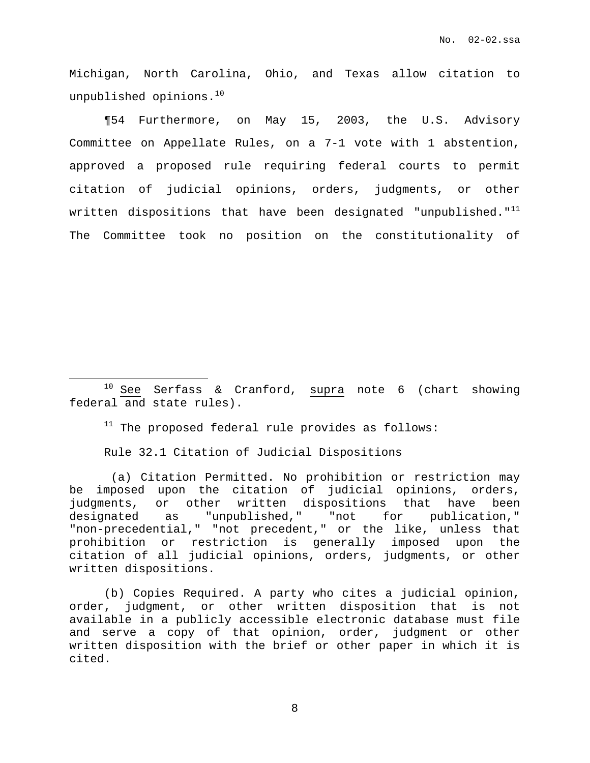Michigan, North Carolina, Ohio, and Texas allow citation to unpublished opinions.[10]

¶54 Furthermore, on May 15, 2003, the U.S. Advisory Committee on Appellate Rules, on a 7-1 vote with 1 abstention, approved a proposed rule requiring federal courts to permit citation of judicial opinions, orders, judgments, or other written dispositions that have been designated "unpublished."[11] The Committee took no position on the constitutionality of

---

[10] See Serfass & Cranford, supra note 6 (chart showing federal and state rules).

[11] The proposed federal rule provides as follows:

Rule 32.1 Citation of Judicial Dispositions

(a) Citation Permitted. No prohibition or restriction may be imposed upon the citation of judicial opinions, orders, judgments, or other written dispositions that have been designated as "unpublished," "not for publication," "non-precedential," "not precedent," or the like, unless that prohibition or restriction is generally imposed upon the citation of all judicial opinions, orders, judgments, or other written dispositions.

(b) Copies Required. A party who cites a judicial opinion, order, judgment, or other written disposition that is not available in a publicly accessible electronic database must file and serve a copy of that opinion, order, judgment or other written disposition with the brief or other paper in which it is cited.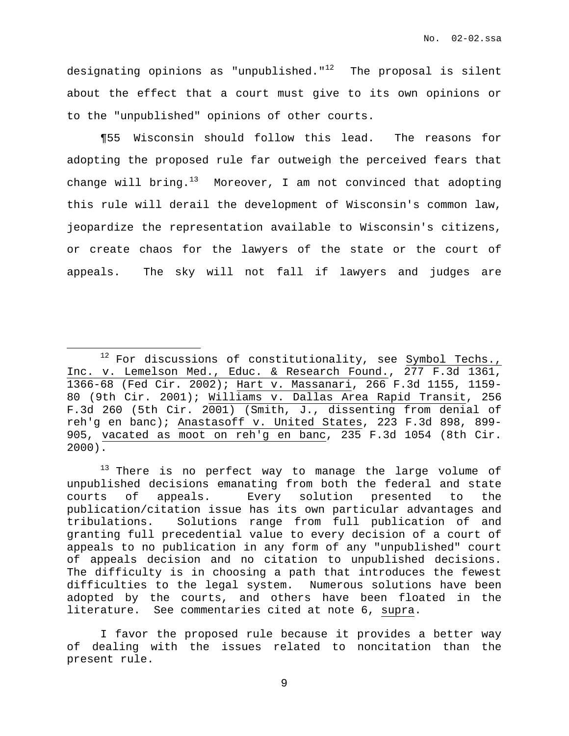designating opinions as "unpublished."[12] The proposal is silent about the effect that a court must give to its own opinions or to the "unpublished" opinions of other courts.

¶55 Wisconsin should follow this lead. The reasons for adopting the proposed rule far outweigh the perceived fears that change will bring.[13] Moreover, I am not convinced that adopting this rule will derail the development of Wisconsin's common law, jeopardize the representation available to Wisconsin's citizens, or create chaos for the lawyers of the state or the court of appeals. The sky will not fall if lawyers and judges are

---

[12] For discussions of constitutionality, see Symbol Techs., Inc. v. Lemelson Med., Educ. & Research Found., 277 F.3d 1361, 1366-68 (Fed Cir. 2002); Hart v. Massanari, 266 F.3d 1155, 1159-80 (9th Cir. 2001); Williams v. Dallas Area Rapid Transit, 256 F.3d 260 (5th Cir. 2001) (Smith, J., dissenting from denial of reh'g en banc); Anastasoff v. United States, 223 F.3d 898, 899-905, vacated as moot on reh'g en banc, 235 F.3d 1054 (8th Cir. 2000).

[13] There is no perfect way to manage the large volume of unpublished decisions emanating from both the federal and state courts of appeals. Every solution presented to the publication/citation issue has its own particular advantages and tribulations. Solutions range from full publication of and granting full precedential value to every decision of a court of appeals to no publication in any form of any "unpublished" court of appeals decision and no citation to unpublished decisions. The difficulty is in choosing a path that introduces the fewest difficulties to the legal system. Numerous solutions have been adopted by the courts, and others have been floated in the literature. See commentaries cited at note 6, supra.

I favor the proposed rule because it provides a better way of dealing with the issues related to noncitation than the present rule.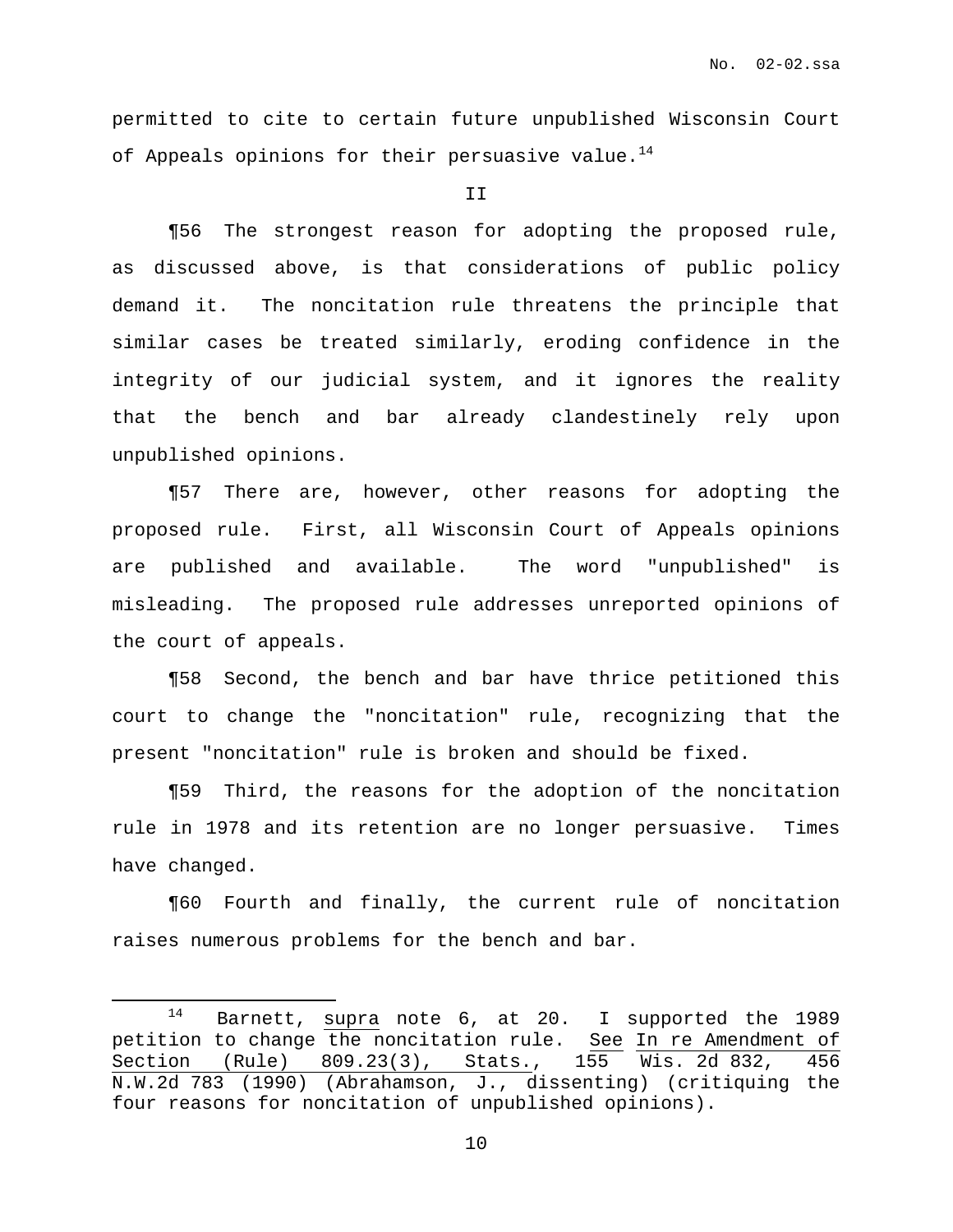permitted to cite to certain future unpublished Wisconsin Court of Appeals opinions for their persuasive value.[14]

II

¶56 The strongest reason for adopting the proposed rule, as discussed above, is that considerations of public policy demand it. The noncitation rule threatens the principle that similar cases be treated similarly, eroding confidence in the integrity of our judicial system, and it ignores the reality that the bench and bar already clandestinely rely upon unpublished opinions.

¶57 There are, however, other reasons for adopting the proposed rule. First, all Wisconsin Court of Appeals opinions are published and available. The word "unpublished" is misleading. The proposed rule addresses unreported opinions of the court of appeals.

¶58 Second, the bench and bar have thrice petitioned this court to change the "noncitation" rule, recognizing that the present "noncitation" rule is broken and should be fixed.

¶59 Third, the reasons for the adoption of the noncitation rule in 1978 and its retention are no longer persuasive. Times have changed.

¶60 Fourth and finally, the current rule of noncitation raises numerous problems for the bench and bar.

---

[14] Barnett, supra note 6, at 20. I supported the 1989 petition to change the noncitation rule. See In re Amendment of Section (Rule) 809.23(3), Stats., 155 Wis. 2d 832, 456 N.W.2d 783 (1990) (Abrahamson, J., dissenting) (critiquing the four reasons for noncitation of unpublished opinions).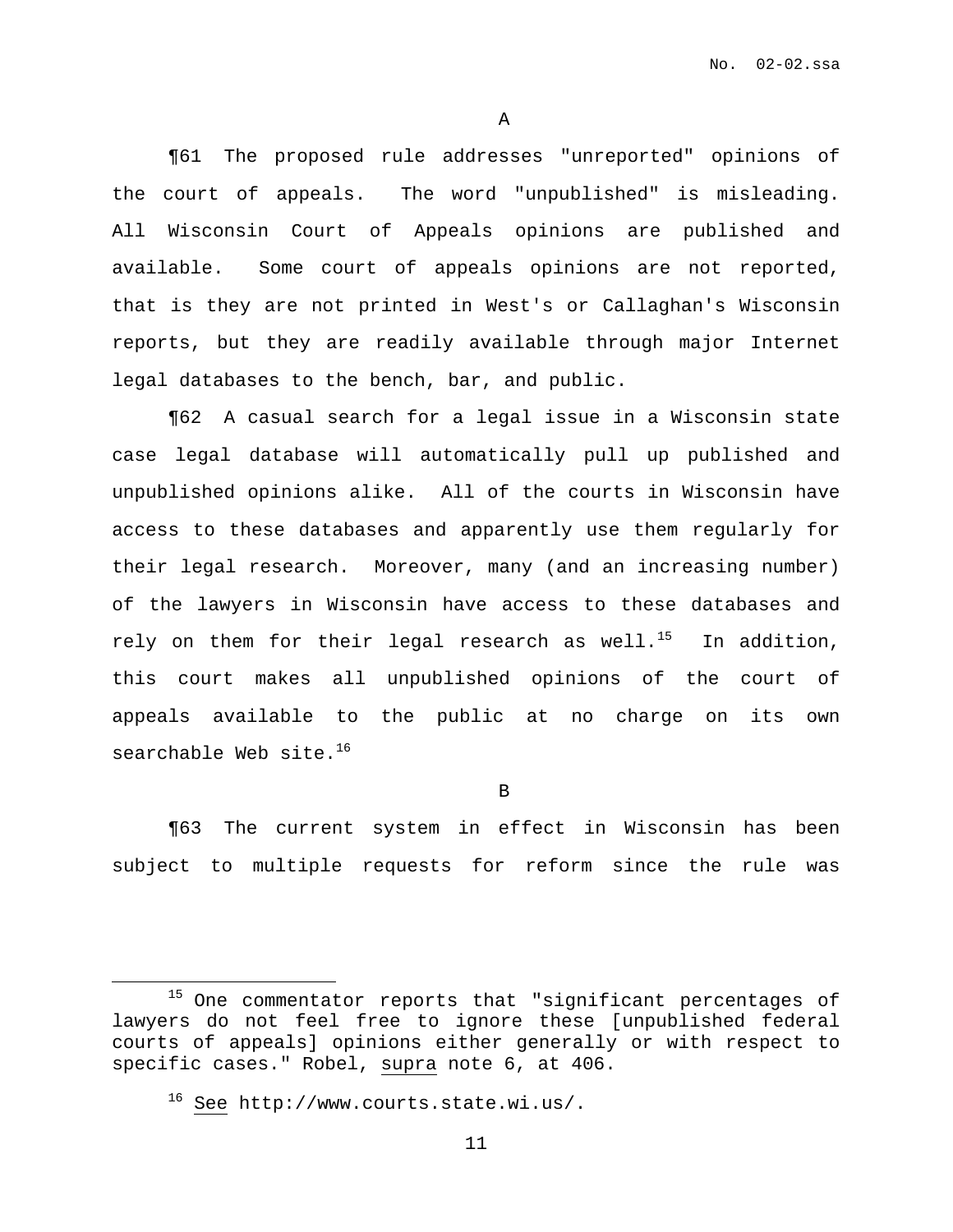A

¶61 The proposed rule addresses "unreported" opinions of the court of appeals. The word "unpublished" is misleading. All Wisconsin Court of Appeals opinions are published and available. Some court of appeals opinions are not reported, that is they are not printed in West's or Callaghan's Wisconsin reports, but they are readily available through major Internet legal databases to the bench, bar, and public.

¶62 A casual search for a legal issue in a Wisconsin state case legal database will automatically pull up published and unpublished opinions alike. All of the courts in Wisconsin have access to these databases and apparently use them regularly for their legal research. Moreover, many (and an increasing number) of the lawyers in Wisconsin have access to these databases and rely on them for their legal research as well.[15] In addition, this court makes all unpublished opinions of the court of appeals available to the public at no charge on its own searchable Web site.[16]

B

¶63 The current system in effect in Wisconsin has been subject to multiple requests for reform since the rule was

---

[15] One commentator reports that "significant percentages of lawyers do not feel free to ignore these [unpublished federal courts of appeals] opinions either generally or with respect to specific cases." Robel, supra note 6, at 406.

[16] See http://www.courts.state.wi.us/.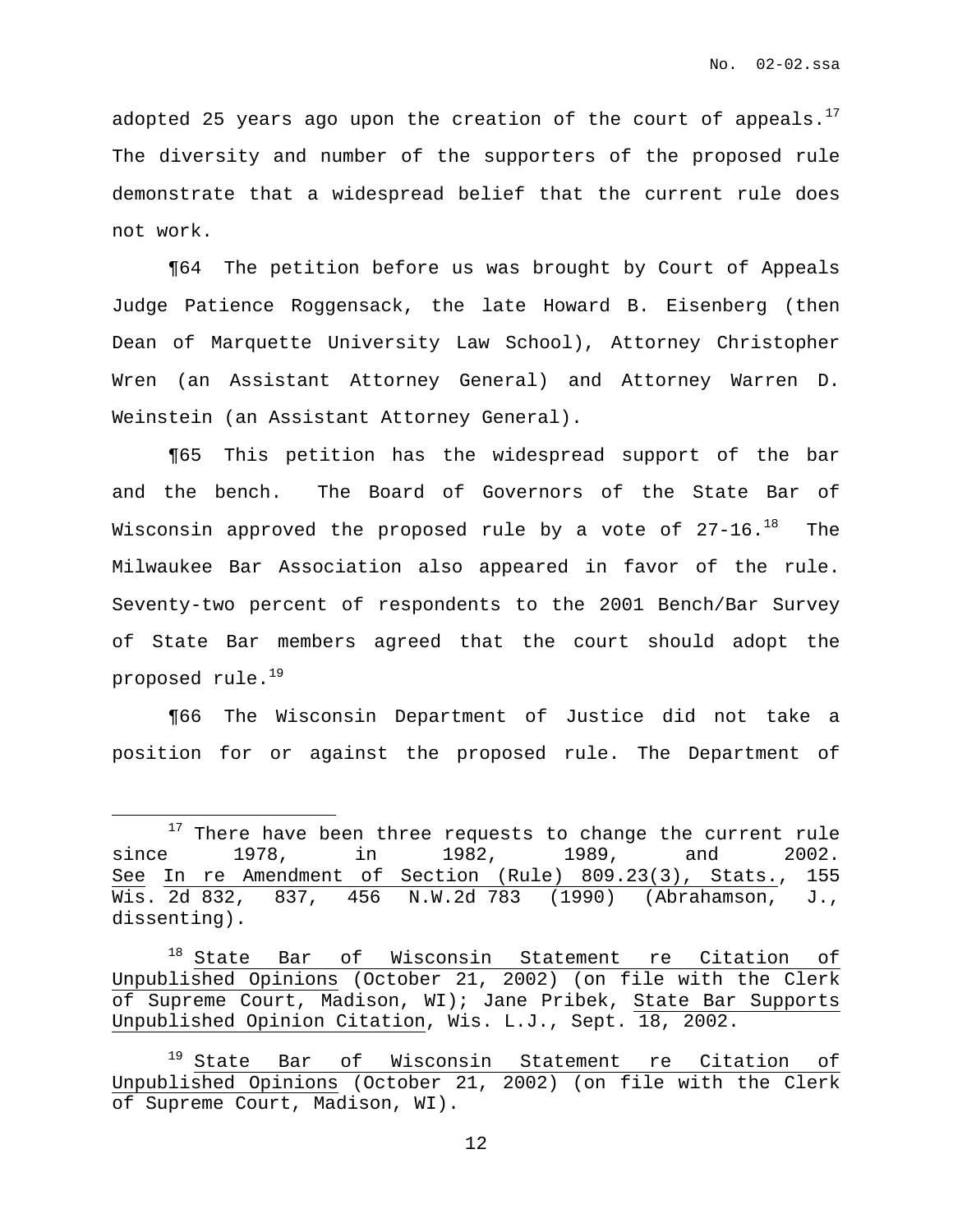adopted 25 years ago upon the creation of the court of appeals.[17] The diversity and number of the supporters of the proposed rule demonstrate that a widespread belief that the current rule does not work.

¶64 The petition before us was brought by Court of Appeals Judge Patience Roggensack, the late Howard B. Eisenberg (then Dean of Marquette University Law School), Attorney Christopher Wren (an Assistant Attorney General) and Attorney Warren D. Weinstein (an Assistant Attorney General).

¶65 This petition has the widespread support of the bar and the bench. The Board of Governors of the State Bar of Wisconsin approved the proposed rule by a vote of 27-16.[18] The Milwaukee Bar Association also appeared in favor of the rule. Seventy-two percent of respondents to the 2001 Bench/Bar Survey of State Bar members agreed that the court should adopt the proposed rule.[19]

¶66 The Wisconsin Department of Justice did not take a position for or against the proposed rule. The Department of

---

[17] There have been three requests to change the current rule since 1978, in 1982, 1989, and 2002. See In re Amendment of Section (Rule) 809.23(3), Stats., 155 Wis. 2d 832, 837, 456 N.W.2d 783 (1990) (Abrahamson, J., dissenting).

[18] State Bar of Wisconsin Statement re Citation of Unpublished Opinions (October 21, 2002) (on file with the Clerk of Supreme Court, Madison, WI); Jane Pribek, State Bar Supports Unpublished Opinion Citation, Wis. L.J., Sept. 18, 2002.

[19] State Bar of Wisconsin Statement re Citation of Unpublished Opinions (October 21, 2002) (on file with the Clerk of Supreme Court, Madison, WI).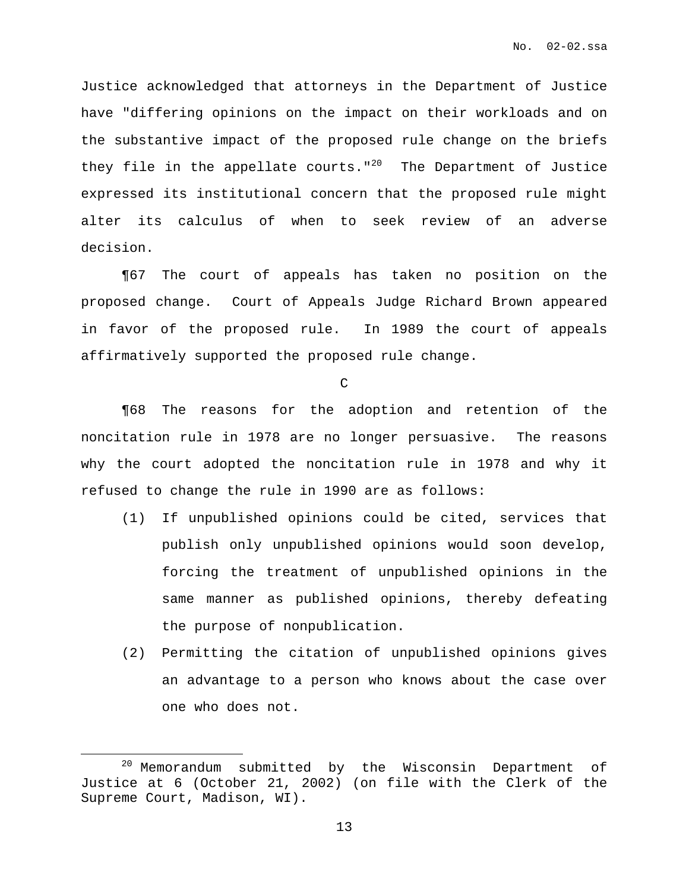Justice acknowledged that attorneys in the Department of Justice have "differing opinions on the impact on their workloads and on the substantive impact of the proposed rule change on the briefs they file in the appellate courts."[20] The Department of Justice expressed its institutional concern that the proposed rule might alter its calculus of when to seek review of an adverse decision.

¶67 The court of appeals has taken no position on the proposed change. Court of Appeals Judge Richard Brown appeared in favor of the proposed rule. In 1989 the court of appeals affirmatively supported the proposed rule change.

C

¶68 The reasons for the adoption and retention of the noncitation rule in 1978 are no longer persuasive. The reasons why the court adopted the noncitation rule in 1978 and why it refused to change the rule in 1990 are as follows:

(1) If unpublished opinions could be cited, services that publish only unpublished opinions would soon develop, forcing the treatment of unpublished opinions in the same manner as published opinions, thereby defeating the purpose of nonpublication.

(2) Permitting the citation of unpublished opinions gives an advantage to a person who knows about the case over one who does not.

---

[20] Memorandum submitted by the Wisconsin Department of Justice at 6 (October 21, 2002) (on file with the Clerk of the Supreme Court, Madison, WI).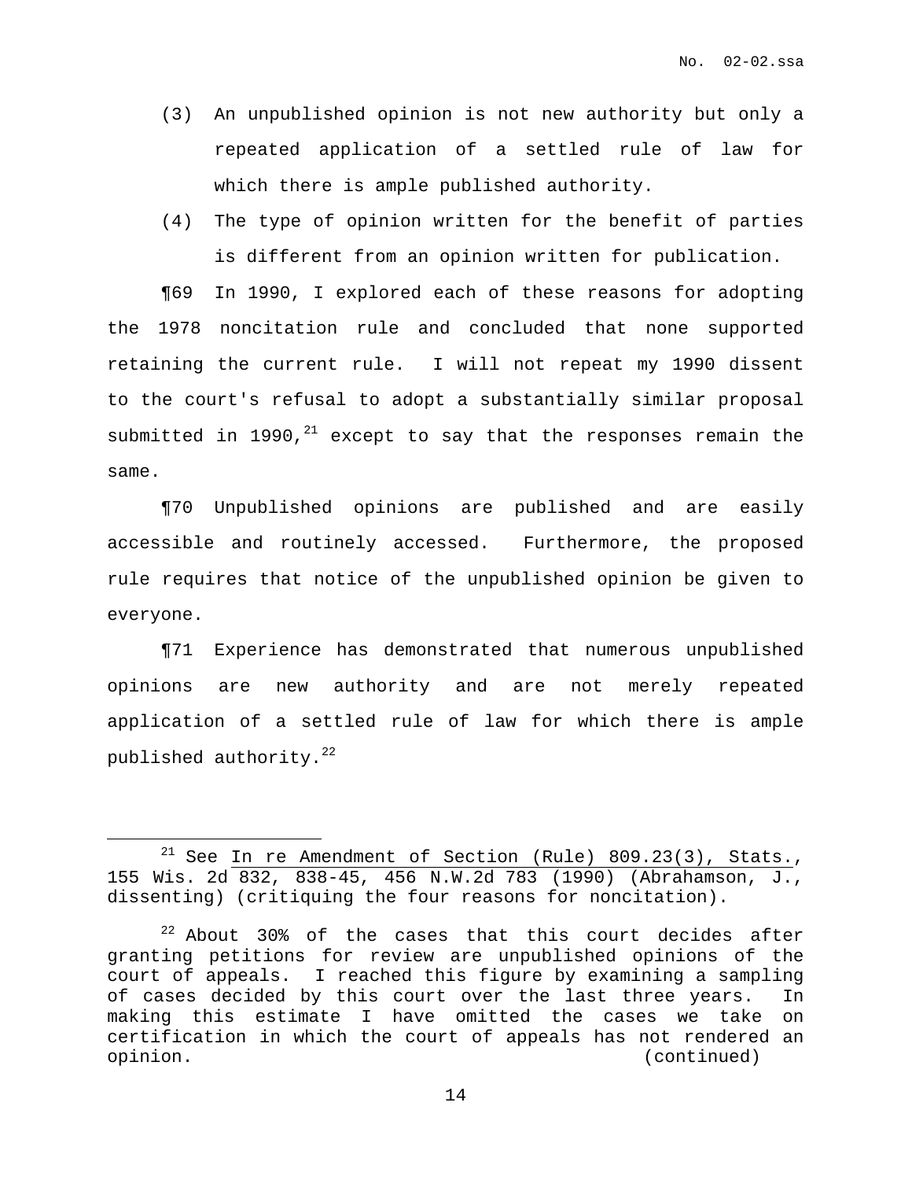(3) An unpublished opinion is not new authority but only a repeated application of a settled rule of law for which there is ample published authority.

(4) The type of opinion written for the benefit of parties is different from an opinion written for publication.

¶69 In 1990, I explored each of these reasons for adopting the 1978 noncitation rule and concluded that none supported retaining the current rule. I will not repeat my 1990 dissent to the court's refusal to adopt a substantially similar proposal submitted in 1990,[21] except to say that the responses remain the same.

¶70 Unpublished opinions are published and are easily accessible and routinely accessed. Furthermore, the proposed rule requires that notice of the unpublished opinion be given to everyone.

¶71 Experience has demonstrated that numerous unpublished opinions are new authority and are not merely repeated application of a settled rule of law for which there is ample published authority.[22]

---

[21] See In re Amendment of Section (Rule) 809.23(3), Stats., 155 Wis. 2d 832, 838-45, 456 N.W.2d 783 (1990) (Abrahamson, J., dissenting) (critiquing the four reasons for noncitation).

[22] About 30% of the cases that this court decides after granting petitions for review are unpublished opinions of the court of appeals. I reached this figure by examining a sampling of cases decided by this court over the last three years. In making this estimate I have omitted the cases we take on certification in which the court of appeals has not rendered an opinion. (continued)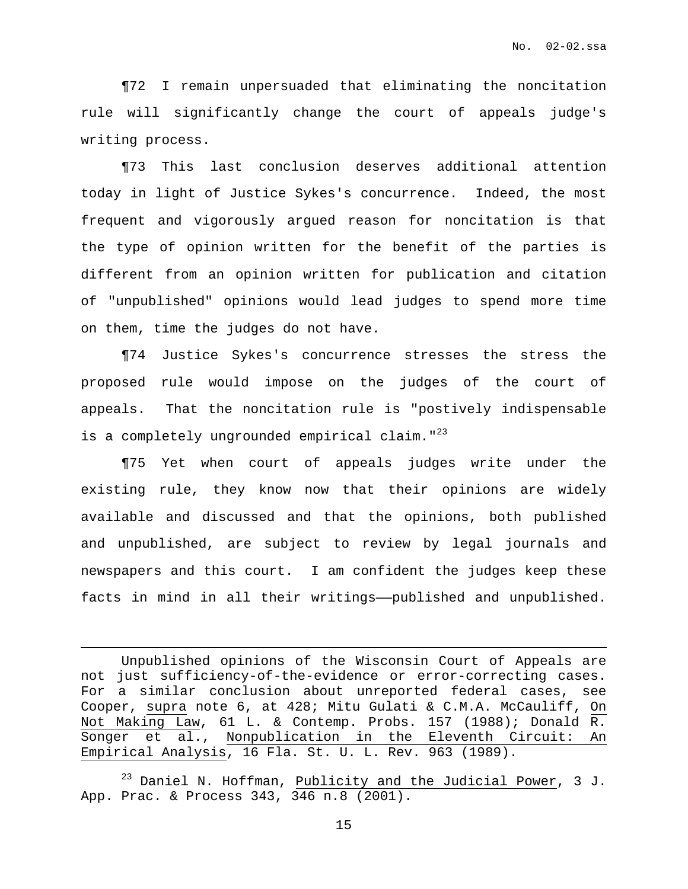¶72 I remain unpersuaded that eliminating the noncitation rule will significantly change the court of appeals judge's writing process.

¶73 This last conclusion deserves additional attention today in light of Justice Sykes's concurrence. Indeed, the most frequent and vigorously argued reason for noncitation is that the type of opinion written for the benefit of the parties is different from an opinion written for publication and citation of "unpublished" opinions would lead judges to spend more time on them, time the judges do not have.

¶74 Justice Sykes's concurrence stresses the stress the proposed rule would impose on the judges of the court of appeals. That the noncitation rule is "postively indispensable is a completely ungrounded empirical claim."[23]

¶75 Yet when court of appeals judges write under the existing rule, they know now that their opinions are widely available and discussed and that the opinions, both published and unpublished, are subject to review by legal journals and newspapers and this court. I am confident the judges keep these facts in mind in all their writings——published and unpublished.

---

Unpublished opinions of the Wisconsin Court of Appeals are not just sufficiency-of-the-evidence or error-correcting cases. For a similar conclusion about unreported federal cases, see Cooper, supra note 6, at 428; Mitu Gulati & C.M.A. McCauliff, On Not Making Law, 61 L. & Contemp. Probs. 157 (1988); Donald R. Songer et al., Nonpublication in the Eleventh Circuit: An Empirical Analysis, 16 Fla. St. U. L. Rev. 963 (1989).

[23] Daniel N. Hoffman, Publicity and the Judicial Power, 3 J. App. Prac. & Process 343, 346 n.8 (2001).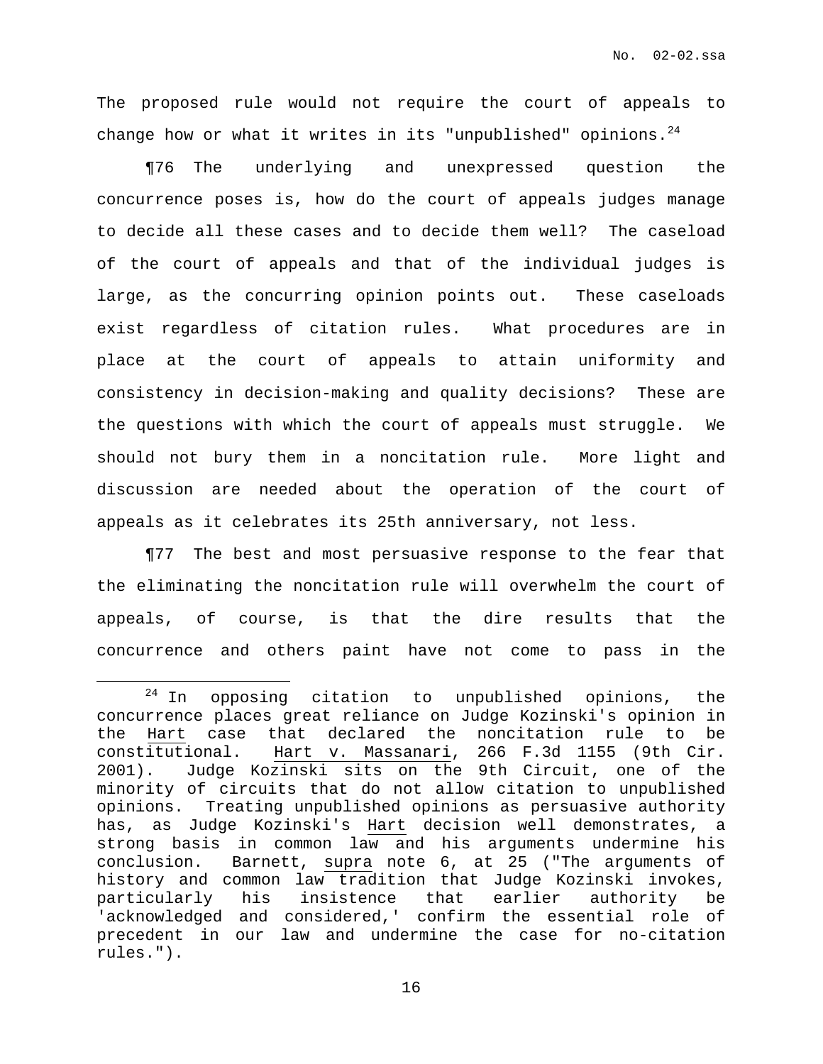The proposed rule would not require the court of appeals to change how or what it writes in its "unpublished" opinions.[24]

¶76 The underlying and unexpressed question the concurrence poses is, how do the court of appeals judges manage to decide all these cases and to decide them well? The caseload of the court of appeals and that of the individual judges is large, as the concurring opinion points out. These caseloads exist regardless of citation rules. What procedures are in place at the court of appeals to attain uniformity and consistency in decision-making and quality decisions? These are the questions with which the court of appeals must struggle. We should not bury them in a noncitation rule. More light and discussion are needed about the operation of the court of appeals as it celebrates its 25th anniversary, not less.

¶77 The best and most persuasive response to the fear that the eliminating the noncitation rule will overwhelm the court of appeals, of course, is that the dire results that the concurrence and others paint have not come to pass in the

---

[24] In opposing citation to unpublished opinions, the concurrence places great reliance on Judge Kozinski's opinion in the Hart case that declared the noncitation rule to be constitutional. Hart v. Massanari, 266 F.3d 1155 (9th Cir. 2001). Judge Kozinski sits on the 9th Circuit, one of the minority of circuits that do not allow citation to unpublished opinions. Treating unpublished opinions as persuasive authority has, as Judge Kozinski's Hart decision well demonstrates, a strong basis in common law and his arguments undermine his conclusion. Barnett, supra note 6, at 25 ("The arguments of history and common law tradition that Judge Kozinski invokes, particularly his insistence that earlier authority be 'acknowledged and considered,' confirm the essential role of precedent in our law and undermine the case for no-citation rules.").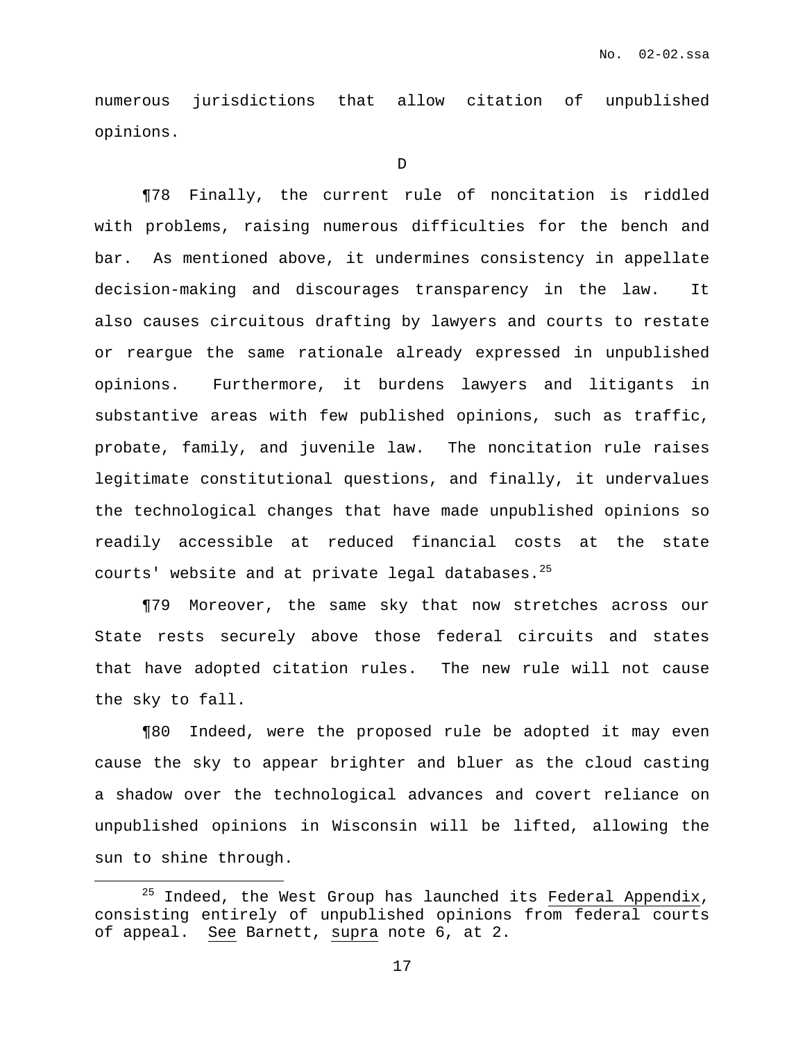numerous jurisdictions that allow citation of unpublished opinions.

D

¶78 Finally, the current rule of noncitation is riddled with problems, raising numerous difficulties for the bench and bar. As mentioned above, it undermines consistency in appellate decision-making and discourages transparency in the law. It also causes circuitous drafting by lawyers and courts to restate or reargue the same rationale already expressed in unpublished opinions. Furthermore, it burdens lawyers and litigants in substantive areas with few published opinions, such as traffic, probate, family, and juvenile law. The noncitation rule raises legitimate constitutional questions, and finally, it undervalues the technological changes that have made unpublished opinions so readily accessible at reduced financial costs at the state courts' website and at private legal databases.[25]

¶79 Moreover, the same sky that now stretches across our State rests securely above those federal circuits and states that have adopted citation rules. The new rule will not cause the sky to fall.

¶80 Indeed, were the proposed rule be adopted it may even cause the sky to appear brighter and bluer as the cloud casting a shadow over the technological advances and covert reliance on unpublished opinions in Wisconsin will be lifted, allowing the sun to shine through.

---

[25] Indeed, the West Group has launched its Federal Appendix, consisting entirely of unpublished opinions from federal courts of appeal. See Barnett, supra note 6, at 2.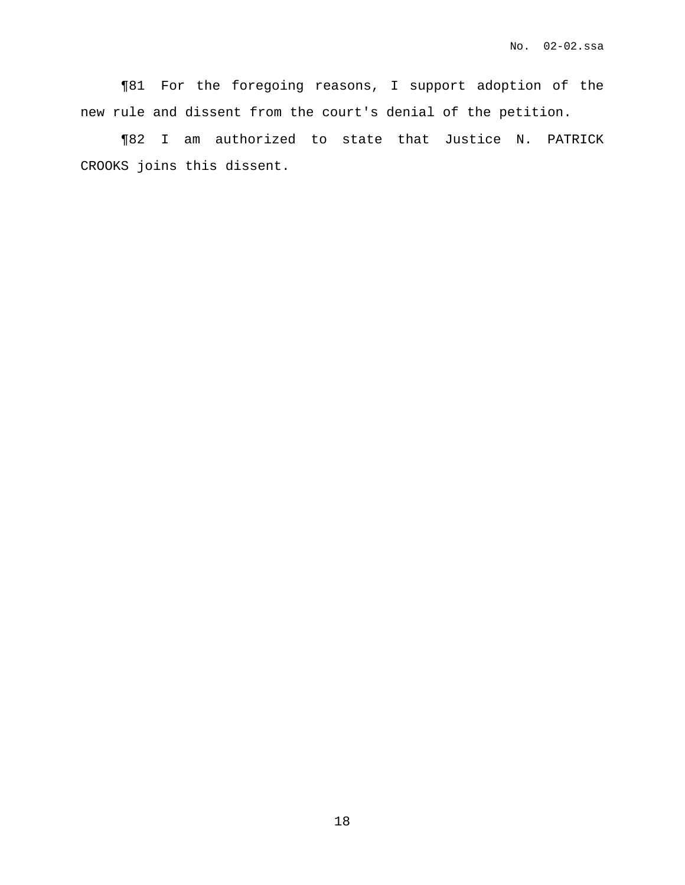¶81 For the foregoing reasons, I support adoption of the new rule and dissent from the court's denial of the petition.

¶82 I am authorized to state that Justice N. PATRICK CROOKS joins this dissent.